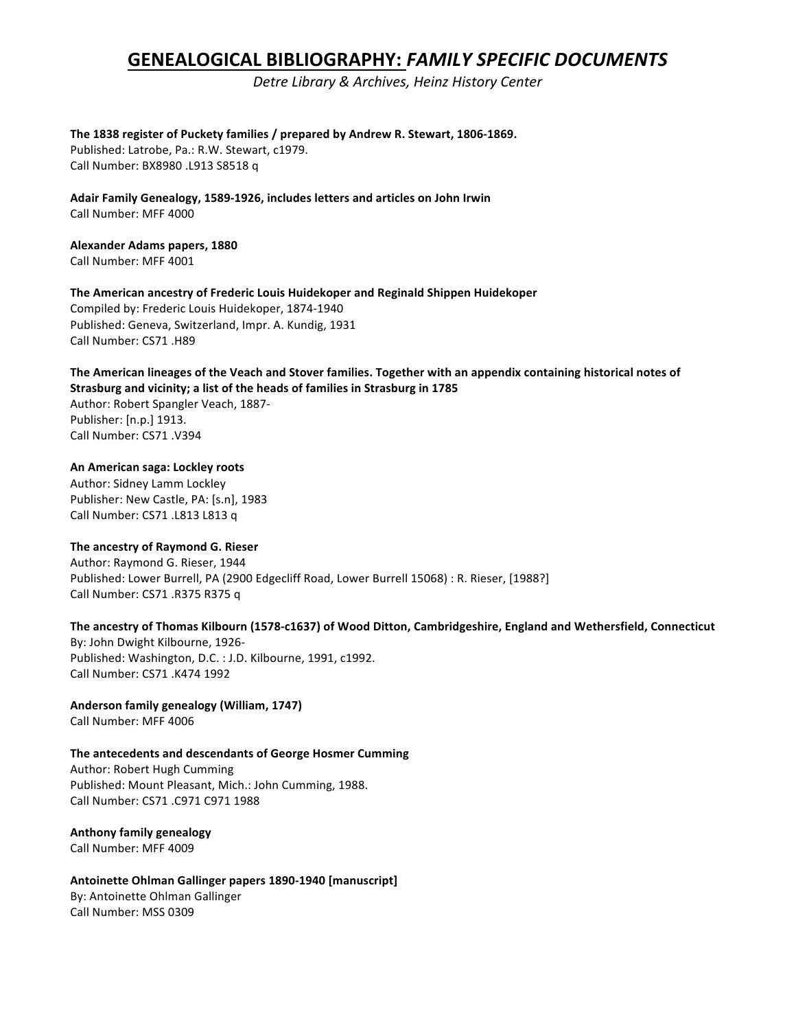# GENEALOGICAL BIBLIOGRAPHY: *FAMILY SPECIFIC DOCUMENTS*

*Detre Library & Archives, Heinz History Center*

**The 1838 register of Puckety families / prepared by Andrew R. Stewart, 1806-1869.**
Published: Latrobe, Pa.: R.W. Stewart, c1979.
Call Number: BX8980 .L913 S8518 q

**Adair Family Genealogy, 1589-1926, includes letters and articles on John Irwin**
Call Number: MFF 4000

**Alexander Adams papers, 1880**
Call Number: MFF 4001

**The American ancestry of Frederic Louis Huidekoper and Reginald Shippen Huidekoper**
Compiled by: Frederic Louis Huidekoper, 1874-1940
Published: Geneva, Switzerland, Impr. A. Kundig, 1931
Call Number: CS71 .H89

**The American lineages of the Veach and Stover families. Together with an appendix containing historical notes of Strasburg and vicinity; a list of the heads of families in Strasburg in 1785**
Author: Robert Spangler Veach, 1887-
Publisher: [n.p.] 1913.
Call Number: CS71 .V394

**An American saga: Lockley roots**
Author: Sidney Lamm Lockley
Publisher: New Castle, PA: [s.n], 1983
Call Number: CS71 .L813 L813 q

**The ancestry of Raymond G. Rieser**
Author: Raymond G. Rieser, 1944
Published: Lower Burrell, PA (2900 Edgecliff Road, Lower Burrell 15068) : R. Rieser, [1988?]
Call Number: CS71 .R375 R375 q

**The ancestry of Thomas Kilbourn (1578-c1637) of Wood Ditton, Cambridgeshire, England and Wethersfield, Connecticut**
By: John Dwight Kilbourne, 1926-
Published: Washington, D.C. : J.D. Kilbourne, 1991, c1992.
Call Number: CS71 .K474 1992

**Anderson family genealogy (William, 1747)**
Call Number: MFF 4006

**The antecedents and descendants of George Hosmer Cumming**
Author: Robert Hugh Cumming
Published: Mount Pleasant, Mich.: John Cumming, 1988.
Call Number: CS71 .C971 C971 1988

**Anthony family genealogy**
Call Number: MFF 4009

**Antoinette Ohlman Gallinger papers 1890-1940 [manuscript]**
By: Antoinette Ohlman Gallinger
Call Number: MSS 0309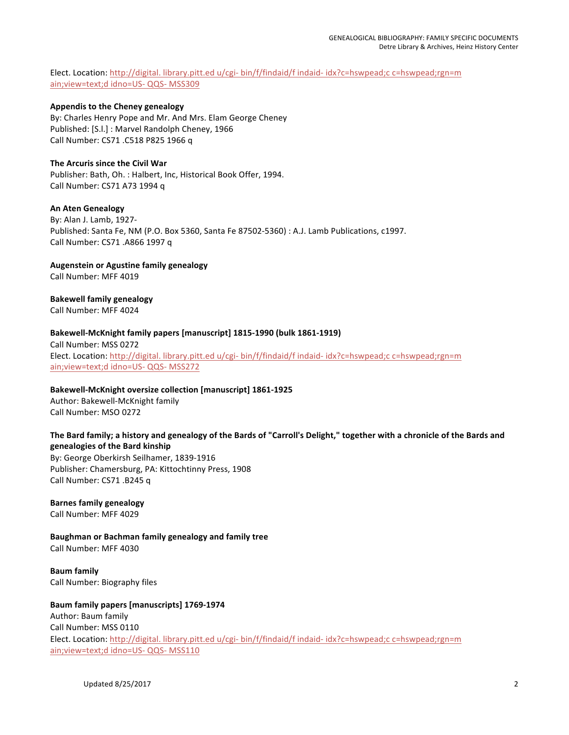Elect. Location: http://digital. library.pitt.ed u/cgi- bin/f/findaid/f indaid- idx?c=hswpead;c c=hswpead;rgn=m ain;view=text;d idno=US- QQS- MSS309

**Appendis to the Cheney genealogy**
By: Charles Henry Pope and Mr. And Mrs. Elam George Cheney
Published: [S.l.] : Marvel Randolph Cheney, 1966
Call Number: CS71 .C518 P825 1966 q

**The Arcuris since the Civil War**
Publisher: Bath, Oh. : Halbert, Inc, Historical Book Offer, 1994.
Call Number: CS71 A73 1994 q

**An Aten Genealogy**
By: Alan J. Lamb, 1927-
Published: Santa Fe, NM (P.O. Box 5360, Santa Fe 87502-5360) : A.J. Lamb Publications, c1997.
Call Number: CS71 .A866 1997 q

**Augenstein or Agustine family genealogy**
Call Number: MFF 4019

**Bakewell family genealogy**
Call Number: MFF 4024

**Bakewell-McKnight family papers [manuscript] 1815-1990 (bulk 1861-1919)**
Call Number: MSS 0272
Elect. Location: http://digital. library.pitt.ed u/cgi- bin/f/findaid/f indaid- idx?c=hswpead;c c=hswpead;rgn=m ain;view=text;d idno=US- QQS- MSS272

**Bakewell-McKnight oversize collection [manuscript] 1861-1925**
Author: Bakewell-McKnight family
Call Number: MSO 0272

**The Bard family; a history and genealogy of the Bards of "Carroll's Delight," together with a chronicle of the Bards and genealogies of the Bard kinship**
By: George Oberkirsh Seilhamer, 1839-1916
Publisher: Chamersburg, PA: Kittochtinny Press, 1908
Call Number: CS71 .B245 q

**Barnes family genealogy**
Call Number: MFF 4029

**Baughman or Bachman family genealogy and family tree**
Call Number: MFF 4030

**Baum family**
Call Number: Biography files

**Baum family papers [manuscripts] 1769-1974**
Author: Baum family
Call Number: MSS 0110
Elect. Location: http://digital. library.pitt.ed u/cgi- bin/f/findaid/f indaid- idx?c=hswpead;c c=hswpead;rgn=m ain;view=text;d idno=US- QQS- MSS110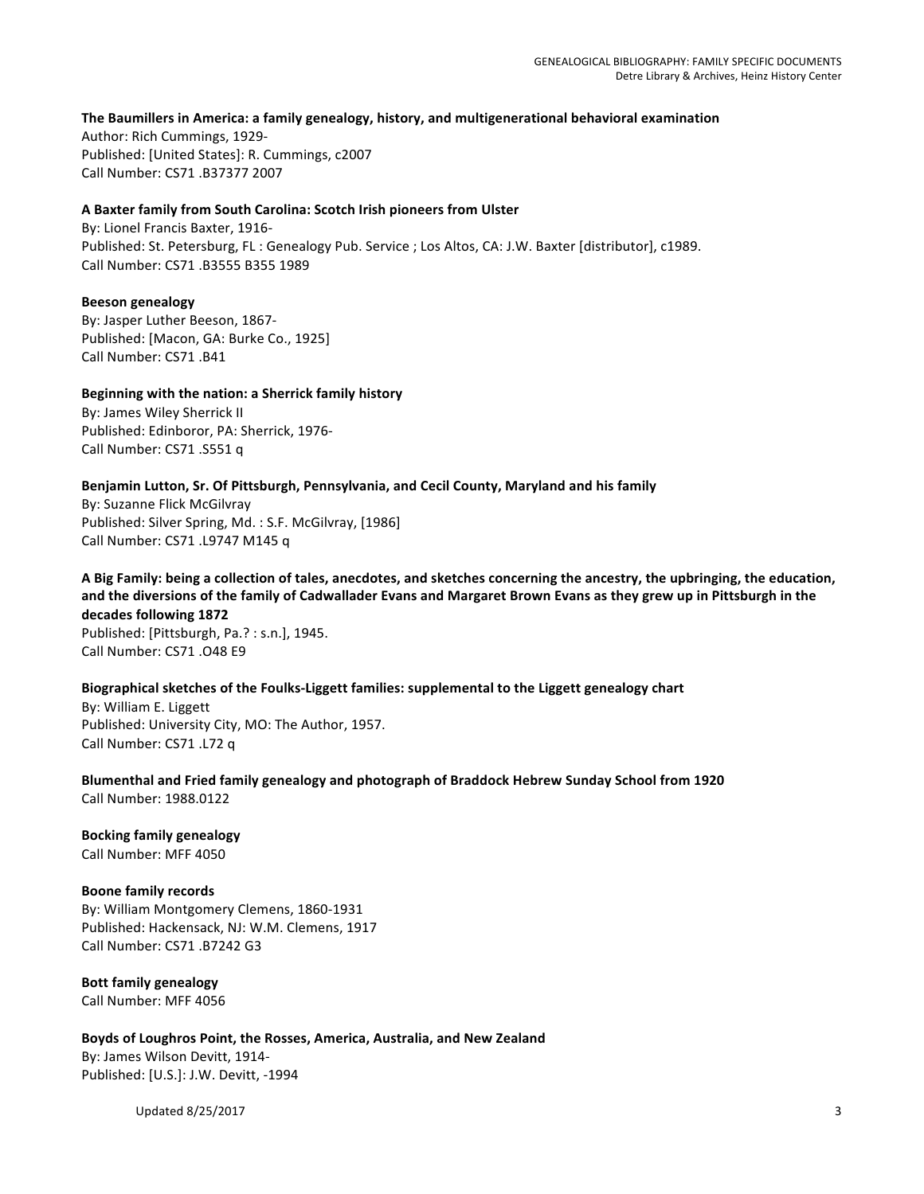**The Baumillers in America: a family genealogy, history, and multigenerational behavioral examination**
Author: Rich Cummings, 1929-
Published: [United States]: R. Cummings, c2007
Call Number: CS71 .B37377 2007

**A Baxter family from South Carolina: Scotch Irish pioneers from Ulster**
By: Lionel Francis Baxter, 1916-
Published: St. Petersburg, FL : Genealogy Pub. Service ; Los Altos, CA: J.W. Baxter [distributor], c1989.
Call Number: CS71 .B3555 B355 1989

**Beeson genealogy**
By: Jasper Luther Beeson, 1867-
Published: [Macon, GA: Burke Co., 1925]
Call Number: CS71 .B41

**Beginning with the nation: a Sherrick family history**
By: James Wiley Sherrick II
Published: Edinboror, PA: Sherrick, 1976-
Call Number: CS71 .S551 q

**Benjamin Lutton, Sr. Of Pittsburgh, Pennsylvania, and Cecil County, Maryland and his family**
By: Suzanne Flick McGilvray
Published: Silver Spring, Md. : S.F. McGilvray, [1986]
Call Number: CS71 .L9747 M145 q

**A Big Family: being a collection of tales, anecdotes, and sketches concerning the ancestry, the upbringing, the education, and the diversions of the family of Cadwallader Evans and Margaret Brown Evans as they grew up in Pittsburgh in the decades following 1872**
Published: [Pittsburgh, Pa.? : s.n.], 1945.
Call Number: CS71 .O48 E9

**Biographical sketches of the Foulks-Liggett families: supplemental to the Liggett genealogy chart**
By: William E. Liggett
Published: University City, MO: The Author, 1957.
Call Number: CS71 .L72 q

**Blumenthal and Fried family genealogy and photograph of Braddock Hebrew Sunday School from 1920**
Call Number: 1988.0122

**Bocking family genealogy**
Call Number: MFF 4050

**Boone family records**
By: William Montgomery Clemens, 1860-1931
Published: Hackensack, NJ: W.M. Clemens, 1917
Call Number: CS71 .B7242 G3

**Bott family genealogy**
Call Number: MFF 4056

**Boyds of Loughros Point, the Rosses, America, Australia, and New Zealand**
By: James Wilson Devitt, 1914-
Published: [U.S.]: J.W. Devitt, -1994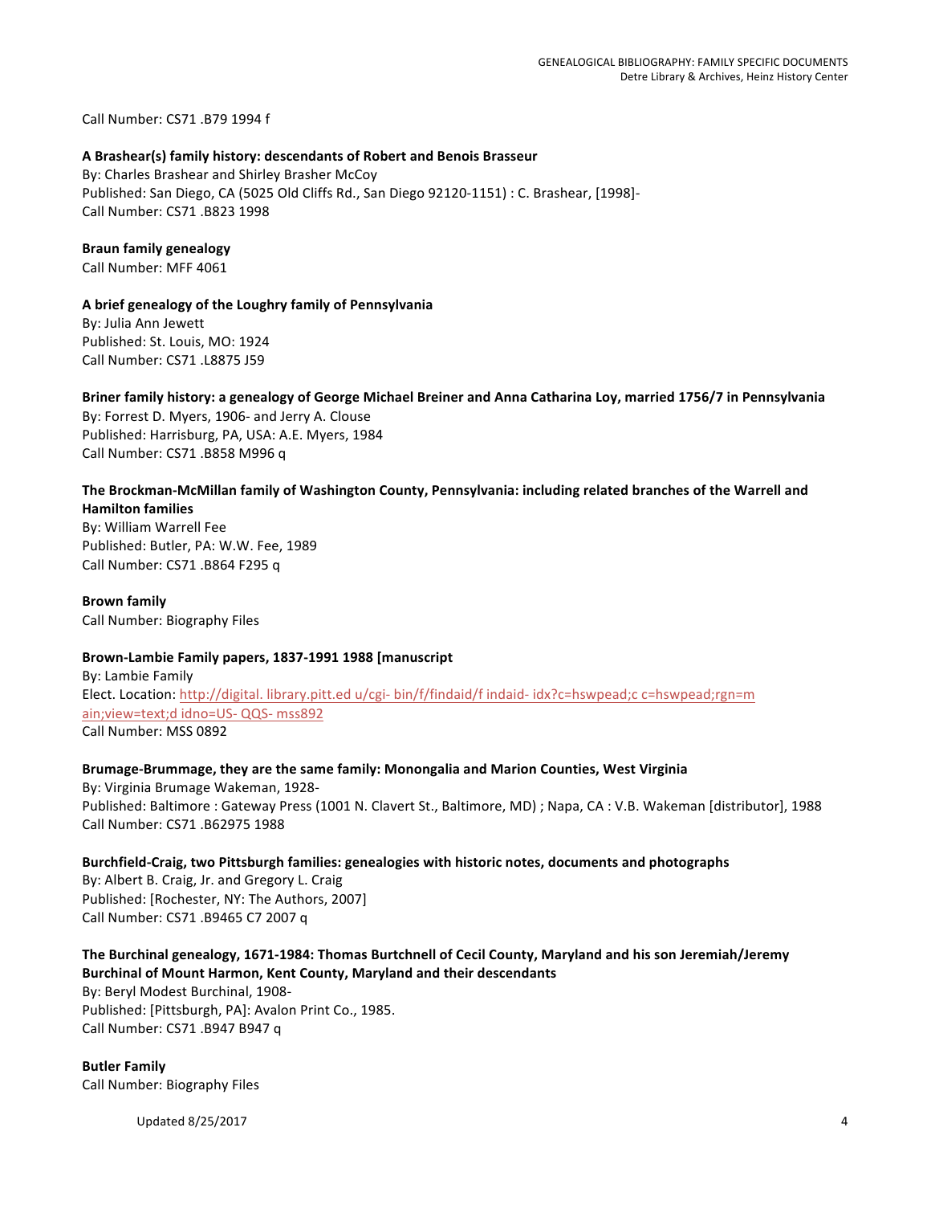Call Number: CS71 .B79 1994 f

**A Brashear(s) family history: descendants of Robert and Benois Brasseur**
By: Charles Brashear and Shirley Brasher McCoy
Published: San Diego, CA (5025 Old Cliffs Rd., San Diego 92120-1151) : C. Brashear, [1998]-
Call Number: CS71 .B823 1998

**Braun family genealogy**
Call Number: MFF 4061

**A brief genealogy of the Loughry family of Pennsylvania**
By: Julia Ann Jewett
Published: St. Louis, MO: 1924
Call Number: CS71 .L8875 J59

**Briner family history: a genealogy of George Michael Breiner and Anna Catharina Loy, married 1756/7 in Pennsylvania**
By: Forrest D. Myers, 1906- and Jerry A. Clouse
Published: Harrisburg, PA, USA: A.E. Myers, 1984
Call Number: CS71 .B858 M996 q

**The Brockman-McMillan family of Washington County, Pennsylvania: including related branches of the Warrell and Hamilton families**
By: William Warrell Fee
Published: Butler, PA: W.W. Fee, 1989
Call Number: CS71 .B864 F295 q

**Brown family**
Call Number: Biography Files

**Brown-Lambie Family papers, 1837-1991 1988 [manuscript**
By: Lambie Family
Elect. Location: http://digital. library.pitt.ed u/cgi- bin/f/findaid/f indaid- idx?c=hswpead;c c=hswpead;rgn=m ain;view=text;d idno=US- QQS- mss892
Call Number: MSS 0892

**Brumage-Brummage, they are the same family: Monongalia and Marion Counties, West Virginia**
By: Virginia Brumage Wakeman, 1928-
Published: Baltimore : Gateway Press (1001 N. Clavert St., Baltimore, MD) ; Napa, CA : V.B. Wakeman [distributor], 1988
Call Number: CS71 .B62975 1988

**Burchfield-Craig, two Pittsburgh families: genealogies with historic notes, documents and photographs**
By: Albert B. Craig, Jr. and Gregory L. Craig
Published: [Rochester, NY: The Authors, 2007]
Call Number: CS71 .B9465 C7 2007 q

**The Burchinal genealogy, 1671-1984: Thomas Burtchnell of Cecil County, Maryland and his son Jeremiah/Jeremy Burchinal of Mount Harmon, Kent County, Maryland and their descendants**
By: Beryl Modest Burchinal, 1908-
Published: [Pittsburgh, PA]: Avalon Print Co., 1985.
Call Number: CS71 .B947 B947 q

**Butler Family**
Call Number: Biography Files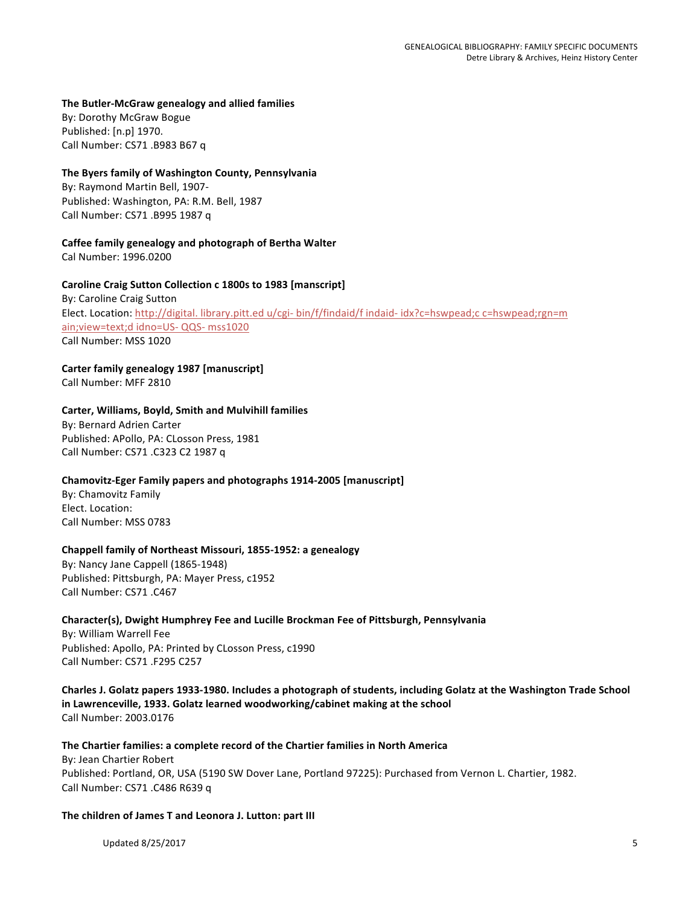**The Butler-McGraw genealogy and allied families**
By: Dorothy McGraw Bogue
Published: [n.p] 1970.
Call Number: CS71 .B983 B67 q

**The Byers family of Washington County, Pennsylvania**
By: Raymond Martin Bell, 1907-
Published: Washington, PA: R.M. Bell, 1987
Call Number: CS71 .B995 1987 q

**Caffee family genealogy and photograph of Bertha Walter**
Cal Number: 1996.0200

**Caroline Craig Sutton Collection c 1800s to 1983 [manscript]**
By: Caroline Craig Sutton
Elect. Location: http://digital. library.pitt.ed u/cgi- bin/f/findaid/f indaid- idx?c=hswpead;c c=hswpead;rgn=main;view=text;d idno=US- QQS- mss1020
Call Number: MSS 1020

**Carter family genealogy 1987 [manuscript]**
Call Number: MFF 2810

**Carter, Williams, Boyld, Smith and Mulvihill families**
By: Bernard Adrien Carter
Published: APollo, PA: CLosson Press, 1981
Call Number: CS71 .C323 C2 1987 q

**Chamovitz-Eger Family papers and photographs 1914-2005 [manuscript]**
By: Chamovitz Family
Elect. Location:
Call Number: MSS 0783

**Chappell family of Northeast Missouri, 1855-1952: a genealogy**
By: Nancy Jane Cappell (1865-1948)
Published: Pittsburgh, PA: Mayer Press, c1952
Call Number: CS71 .C467

**Character(s), Dwight Humphrey Fee and Lucille Brockman Fee of Pittsburgh, Pennsylvania**
By: William Warrell Fee
Published: Apollo, PA: Printed by CLosson Press, c1990
Call Number: CS71 .F295 C257

**Charles J. Golatz papers 1933-1980. Includes a photograph of students, including Golatz at the Washington Trade School in Lawrenceville, 1933. Golatz learned woodworking/cabinet making at the school**
Call Number: 2003.0176

**The Chartier families: a complete record of the Chartier families in North America**
By: Jean Chartier Robert
Published: Portland, OR, USA (5190 SW Dover Lane, Portland 97225): Purchased from Vernon L. Chartier, 1982.
Call Number: CS71 .C486 R639 q

**The children of James T and Leonora J. Lutton: part III**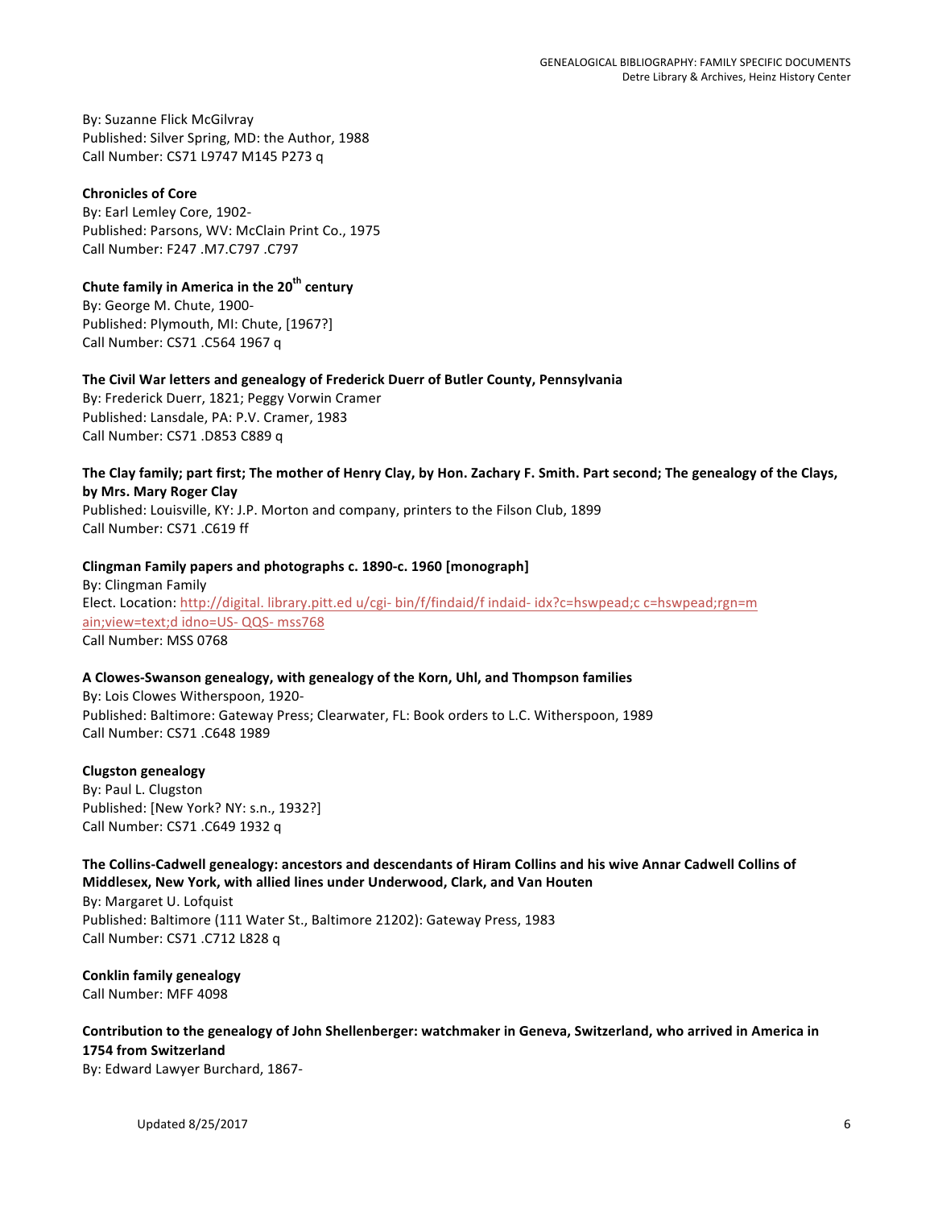By: Suzanne Flick McGilvray
Published: Silver Spring, MD: the Author, 1988
Call Number: CS71 L9747 M145 P273 q

**Chronicles of Core**
By: Earl Lemley Core, 1902-
Published: Parsons, WV: McClain Print Co., 1975
Call Number: F247 .M7.C797 .C797

**Chute family in America in the 20th century**
By: George M. Chute, 1900-
Published: Plymouth, MI: Chute, [1967?]
Call Number: CS71 .C564 1967 q

**The Civil War letters and genealogy of Frederick Duerr of Butler County, Pennsylvania**
By: Frederick Duerr, 1821; Peggy Vorwin Cramer
Published: Lansdale, PA: P.V. Cramer, 1983
Call Number: CS71 .D853 C889 q

**The Clay family; part first; The mother of Henry Clay, by Hon. Zachary F. Smith. Part second; The genealogy of the Clays, by Mrs. Mary Roger Clay**
Published: Louisville, KY: J.P. Morton and company, printers to the Filson Club, 1899
Call Number: CS71 .C619 ff

**Clingman Family papers and photographs c. 1890-c. 1960 [monograph]**
By: Clingman Family
Elect. Location: http://digital. library.pitt.ed u/cgi- bin/f/findaid/f indaid- idx?c=hswpead;c c=hswpead;rgn=main;view=text;d idno=US- QQS- mss768
Call Number: MSS 0768

**A Clowes-Swanson genealogy, with genealogy of the Korn, Uhl, and Thompson families**
By: Lois Clowes Witherspoon, 1920-
Published: Baltimore: Gateway Press; Clearwater, FL: Book orders to L.C. Witherspoon, 1989
Call Number: CS71 .C648 1989

**Clugston genealogy**
By: Paul L. Clugston
Published: [New York? NY: s.n., 1932?]
Call Number: CS71 .C649 1932 q

**The Collins-Cadwell genealogy: ancestors and descendants of Hiram Collins and his wive Annar Cadwell Collins of Middlesex, New York, with allied lines under Underwood, Clark, and Van Houten**
By: Margaret U. Lofquist
Published: Baltimore (111 Water St., Baltimore 21202): Gateway Press, 1983
Call Number: CS71 .C712 L828 q

**Conklin family genealogy**
Call Number: MFF 4098

**Contribution to the genealogy of John Shellenberger: watchmaker in Geneva, Switzerland, who arrived in America in 1754 from Switzerland**
By: Edward Lawyer Burchard, 1867-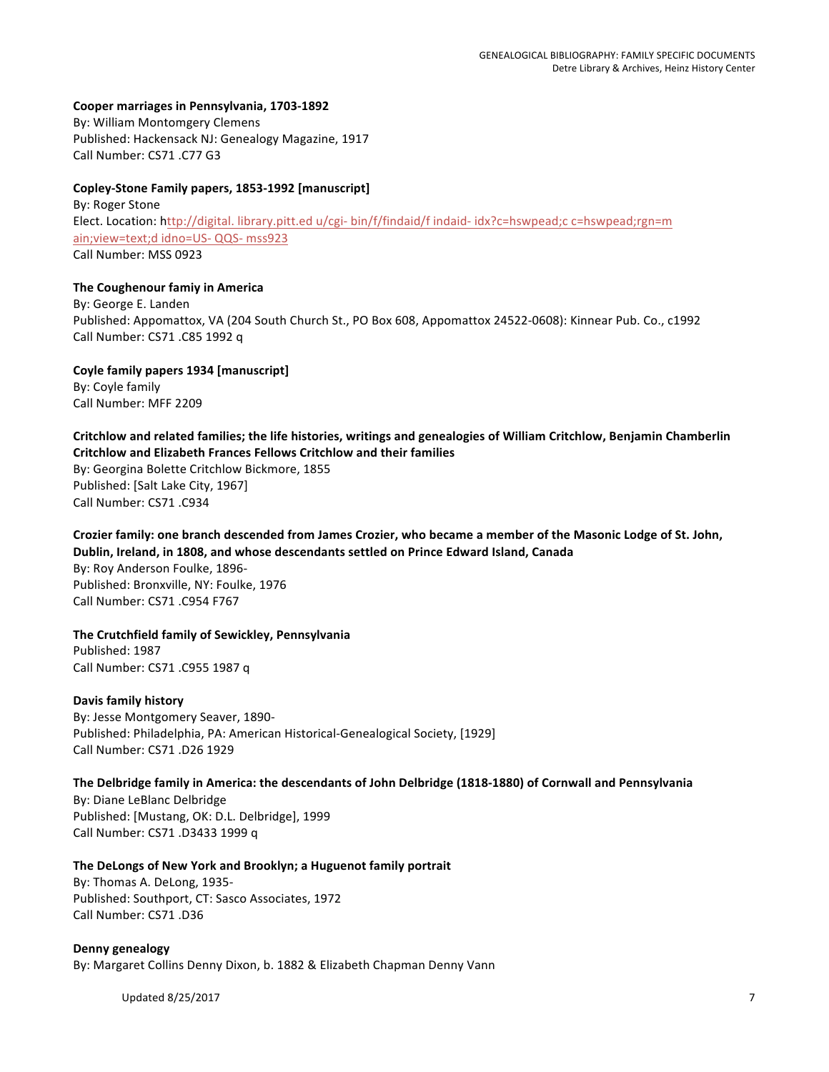**Cooper marriages in Pennsylvania, 1703-1892**
By: William Montomgery Clemens
Published: Hackensack NJ: Genealogy Magazine, 1917
Call Number: CS71 .C77 G3

**Copley-Stone Family papers, 1853-1992 [manuscript]**
By: Roger Stone
Elect. Location: http://digital. library.pitt.ed u/cgi- bin/f/findaid/f indaid- idx?c=hswpead;c c=hswpead;rgn=main;view=text;d idno=US- QQS- mss923
Call Number: MSS 0923

**The Coughenour famiy in America**
By: George E. Landen
Published: Appomattox, VA (204 South Church St., PO Box 608, Appomattox 24522-0608): Kinnear Pub. Co., c1992
Call Number: CS71 .C85 1992 q

**Coyle family papers 1934 [manuscript]**
By: Coyle family
Call Number: MFF 2209

**Critchlow and related families; the life histories, writings and genealogies of William Critchlow, Benjamin Chamberlin Critchlow and Elizabeth Frances Fellows Critchlow and their families**
By: Georgina Bolette Critchlow Bickmore, 1855
Published: [Salt Lake City, 1967]
Call Number: CS71 .C934

**Crozier family: one branch descended from James Crozier, who became a member of the Masonic Lodge of St. John, Dublin, Ireland, in 1808, and whose descendants settled on Prince Edward Island, Canada**
By: Roy Anderson Foulke, 1896-
Published: Bronxville, NY: Foulke, 1976
Call Number: CS71 .C954 F767

**The Crutchfield family of Sewickley, Pennsylvania**
Published: 1987
Call Number: CS71 .C955 1987 q

**Davis family history**
By: Jesse Montgomery Seaver, 1890-
Published: Philadelphia, PA: American Historical-Genealogical Society, [1929]
Call Number: CS71 .D26 1929

**The Delbridge family in America: the descendants of John Delbridge (1818-1880) of Cornwall and Pennsylvania**
By: Diane LeBlanc Delbridge
Published: [Mustang, OK: D.L. Delbridge], 1999
Call Number: CS71 .D3433 1999 q

**The DeLongs of New York and Brooklyn; a Huguenot family portrait**
By: Thomas A. DeLong, 1935-
Published: Southport, CT: Sasco Associates, 1972
Call Number: CS71 .D36

**Denny genealogy**
By: Margaret Collins Denny Dixon, b. 1882 & Elizabeth Chapman Denny Vann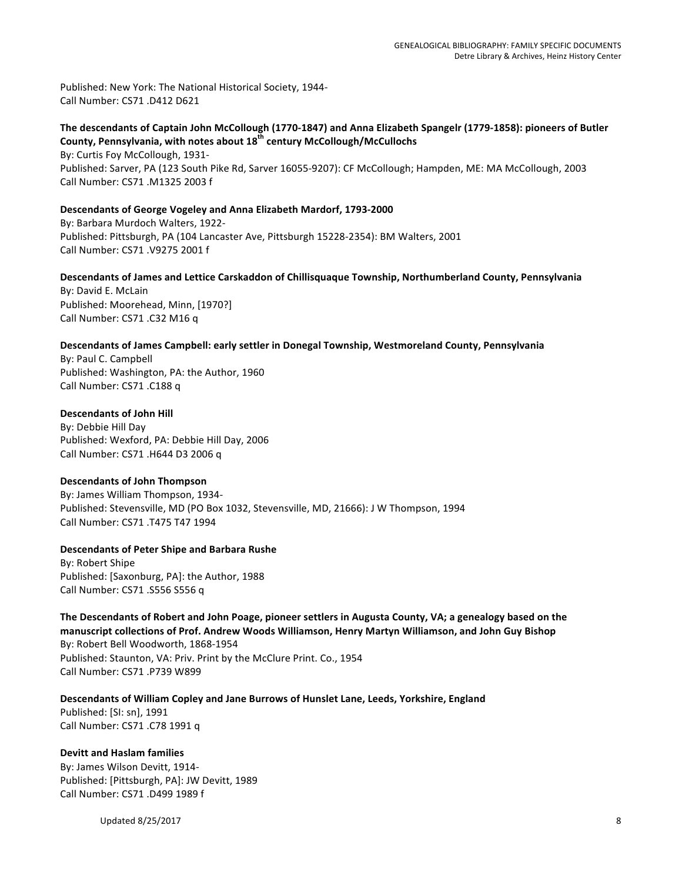Published: New York: The National Historical Society, 1944-
Call Number: CS71 .D412 D621

**The descendants of Captain John McCollough (1770-1847) and Anna Elizabeth Spangelr (1779-1858): pioneers of Butler County, Pennsylvania, with notes about 18th century McCollough/McCullochs**
By: Curtis Foy McCollough, 1931-
Published: Sarver, PA (123 South Pike Rd, Sarver 16055-9207): CF McCollough; Hampden, ME: MA McCollough, 2003
Call Number: CS71 .M1325 2003 f

**Descendants of George Vogeley and Anna Elizabeth Mardorf, 1793-2000**
By: Barbara Murdoch Walters, 1922-
Published: Pittsburgh, PA (104 Lancaster Ave, Pittsburgh 15228-2354): BM Walters, 2001
Call Number: CS71 .V9275 2001 f

**Descendants of James and Lettice Carskaddon of Chillisquaque Township, Northumberland County, Pennsylvania**
By: David E. McLain
Published: Moorehead, Minn, [1970?]
Call Number: CS71 .C32 M16 q

**Descendants of James Campbell: early settler in Donegal Township, Westmoreland County, Pennsylvania**
By: Paul C. Campbell
Published: Washington, PA: the Author, 1960
Call Number: CS71 .C188 q

**Descendants of John Hill**
By: Debbie Hill Day
Published: Wexford, PA: Debbie Hill Day, 2006
Call Number: CS71 .H644 D3 2006 q

**Descendants of John Thompson**
By: James William Thompson, 1934-
Published: Stevensville, MD (PO Box 1032, Stevensville, MD, 21666): J W Thompson, 1994
Call Number: CS71 .T475 T47 1994

**Descendants of Peter Shipe and Barbara Rushe**
By: Robert Shipe
Published: [Saxonburg, PA]: the Author, 1988
Call Number: CS71 .S556 S556 q

**The Descendants of Robert and John Poage, pioneer settlers in Augusta County, VA; a genealogy based on the manuscript collections of Prof. Andrew Woods Williamson, Henry Martyn Williamson, and John Guy Bishop**
By: Robert Bell Woodworth, 1868-1954
Published: Staunton, VA: Priv. Print by the McClure Print. Co., 1954
Call Number: CS71 .P739 W899

**Descendants of William Copley and Jane Burrows of Hunslet Lane, Leeds, Yorkshire, England**
Published: [Sl: sn], 1991
Call Number: CS71 .C78 1991 q

**Devitt and Haslam families**
By: James Wilson Devitt, 1914-
Published: [Pittsburgh, PA]: JW Devitt, 1989
Call Number: CS71 .D499 1989 f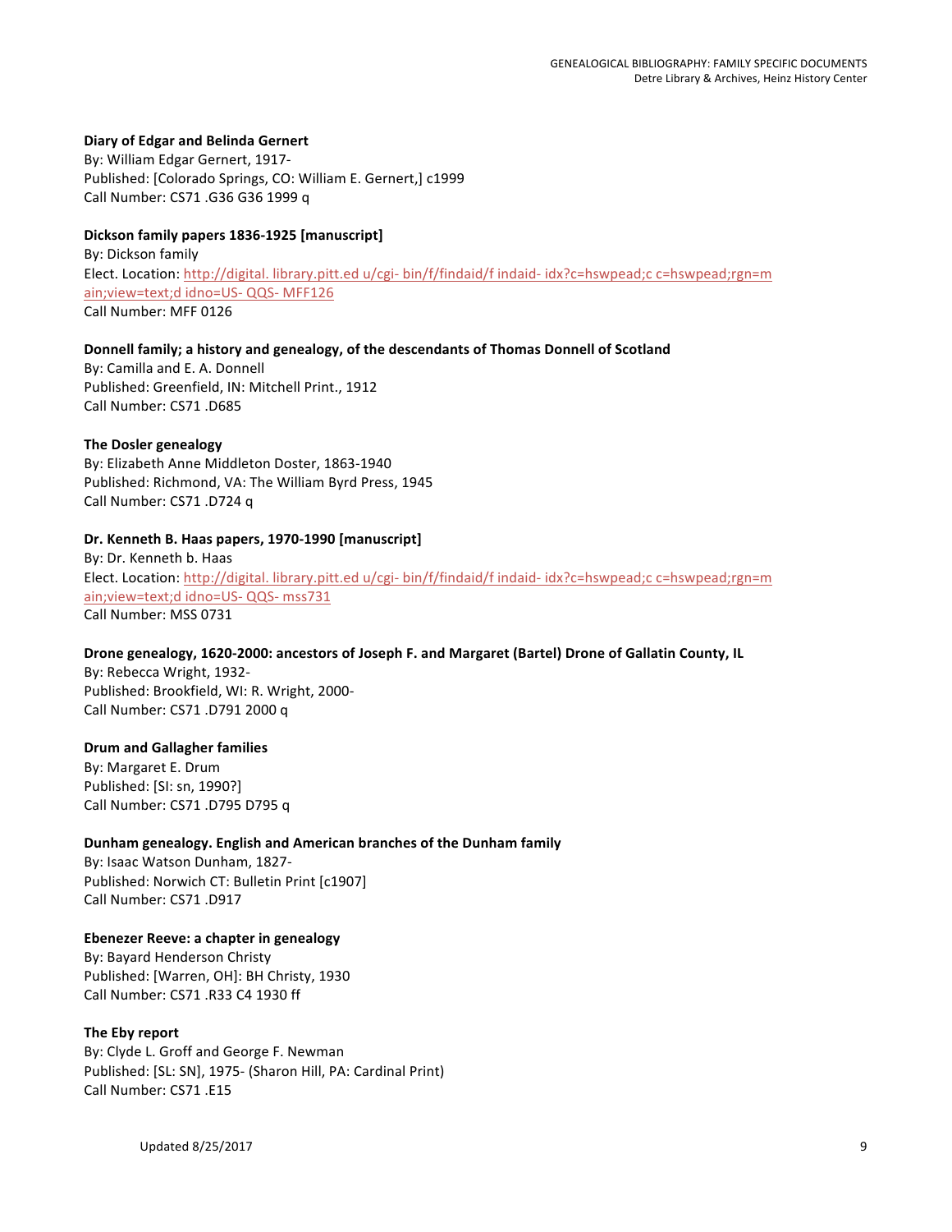**Diary of Edgar and Belinda Gernert**
By: William Edgar Gernert, 1917-
Published: [Colorado Springs, CO: William E. Gernert,] c1999
Call Number: CS71 .G36 G36 1999 q

**Dickson family papers 1836-1925 [manuscript]**
By: Dickson family
Elect. Location: http://digital. library.pitt.ed u/cgi- bin/f/findaid/f indaid- idx?c=hswpead;c c=hswpead;rgn=main;view=text;d idno=US- QQS- MFF126
Call Number: MFF 0126

**Donnell family; a history and genealogy, of the descendants of Thomas Donnell of Scotland**
By: Camilla and E. A. Donnell
Published: Greenfield, IN: Mitchell Print., 1912
Call Number: CS71 .D685

**The Dosler genealogy**
By: Elizabeth Anne Middleton Doster, 1863-1940
Published: Richmond, VA: The William Byrd Press, 1945
Call Number: CS71 .D724 q

**Dr. Kenneth B. Haas papers, 1970-1990 [manuscript]**
By: Dr. Kenneth b. Haas
Elect. Location: http://digital. library.pitt.ed u/cgi- bin/f/findaid/f indaid- idx?c=hswpead;c c=hswpead;rgn=main;view=text;d idno=US- QQS- mss731
Call Number: MSS 0731

**Drone genealogy, 1620-2000: ancestors of Joseph F. and Margaret (Bartel) Drone of Gallatin County, IL**
By: Rebecca Wright, 1932-
Published: Brookfield, WI: R. Wright, 2000-
Call Number: CS71 .D791 2000 q

**Drum and Gallagher families**
By: Margaret E. Drum
Published: [SI: sn, 1990?]
Call Number: CS71 .D795 D795 q

**Dunham genealogy. English and American branches of the Dunham family**
By: Isaac Watson Dunham, 1827-
Published: Norwich CT: Bulletin Print [c1907]
Call Number: CS71 .D917

**Ebenezer Reeve: a chapter in genealogy**
By: Bayard Henderson Christy
Published: [Warren, OH]: BH Christy, 1930
Call Number: CS71 .R33 C4 1930 ff

**The Eby report**
By: Clyde L. Groff and George F. Newman
Published: [SL: SN], 1975- (Sharon Hill, PA: Cardinal Print)
Call Number: CS71 .E15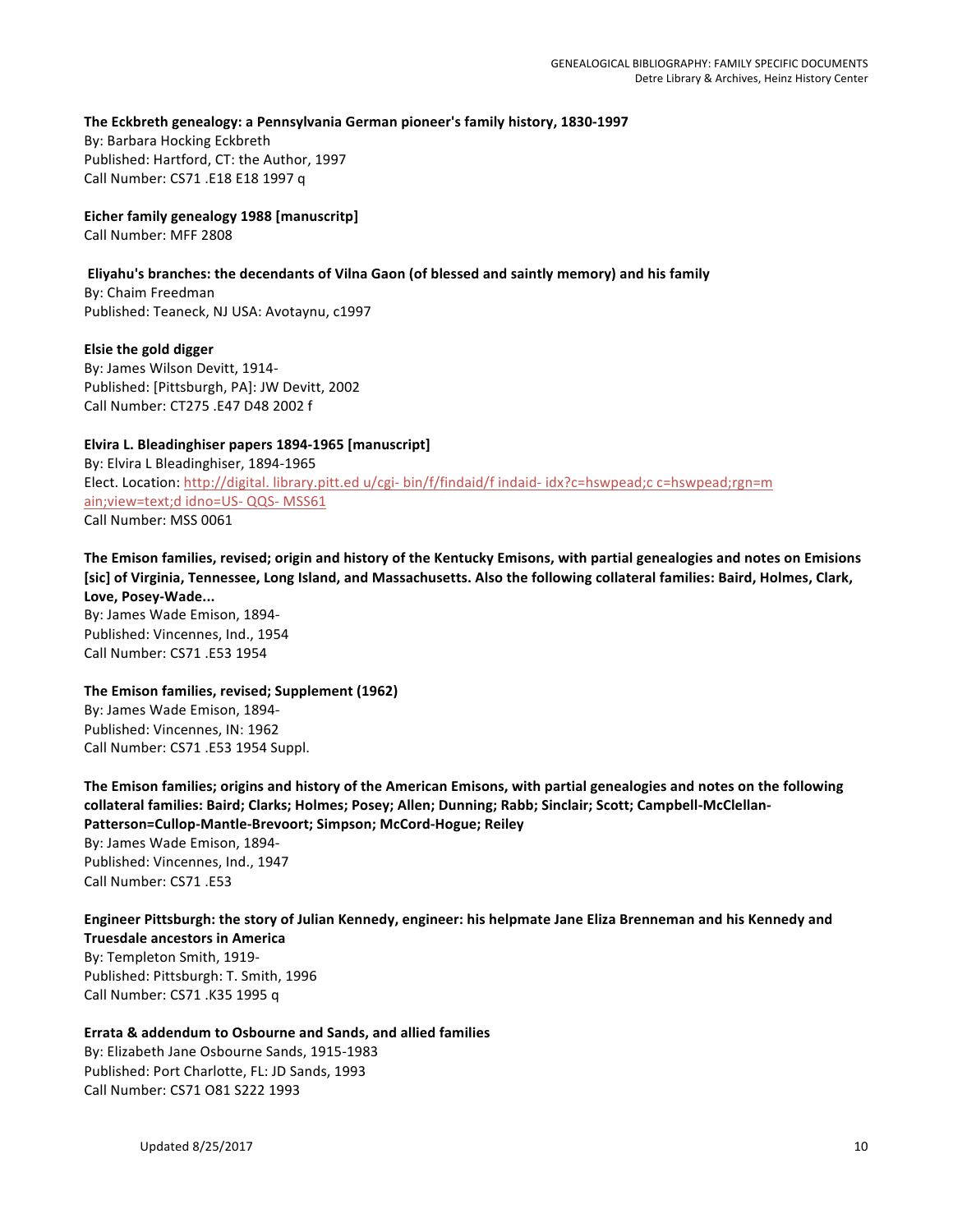**The Eckbreth genealogy: a Pennsylvania German pioneer's family history, 1830-1997**
By: Barbara Hocking Eckbreth
Published: Hartford, CT: the Author, 1997
Call Number: CS71 .E18 E18 1997 q

**Eicher family genealogy 1988 [manuscritp]**
Call Number: MFF 2808

**Eliyahu's branches: the decendants of Vilna Gaon (of blessed and saintly memory) and his family**
By: Chaim Freedman
Published: Teaneck, NJ USA: Avotaynu, c1997

**Elsie the gold digger**
By: James Wilson Devitt, 1914-
Published: [Pittsburgh, PA]: JW Devitt, 2002
Call Number: CT275 .E47 D48 2002 f

**Elvira L. Bleadinghiser papers 1894-1965 [manuscript]**
By: Elvira L Bleadinghiser, 1894-1965
Elect. Location: http://digital. library.pitt.ed u/cgi- bin/f/findaid/f indaid- idx?c=hswpead;c c=hswpead;rgn=main;view=text;d idno=US- QQS- MSS61
Call Number: MSS 0061

**The Emison families, revised; origin and history of the Kentucky Emisons, with partial genealogies and notes on Emisions [sic] of Virginia, Tennessee, Long Island, and Massachusetts. Also the following collateral families: Baird, Holmes, Clark, Love, Posey-Wade...**
By: James Wade Emison, 1894-
Published: Vincennes, Ind., 1954
Call Number: CS71 .E53 1954

**The Emison families, revised; Supplement (1962)**
By: James Wade Emison, 1894-
Published: Vincennes, IN: 1962
Call Number: CS71 .E53 1954 Suppl.

**The Emison families; origins and history of the American Emisons, with partial genealogies and notes on the following collateral families: Baird; Clarks; Holmes; Posey; Allen; Dunning; Rabb; Sinclair; Scott; Campbell-McClellan-Patterson=Cullop-Mantle-Brevoort; Simpson; McCord-Hogue; Reiley**
By: James Wade Emison, 1894-
Published: Vincennes, Ind., 1947
Call Number: CS71 .E53

**Engineer Pittsburgh: the story of Julian Kennedy, engineer: his helpmate Jane Eliza Brenneman and his Kennedy and Truesdale ancestors in America**
By: Templeton Smith, 1919-
Published: Pittsburgh: T. Smith, 1996
Call Number: CS71 .K35 1995 q

**Errata & addendum to Osbourne and Sands, and allied families**
By: Elizabeth Jane Osbourne Sands, 1915-1983
Published: Port Charlotte, FL: JD Sands, 1993
Call Number: CS71 O81 S222 1993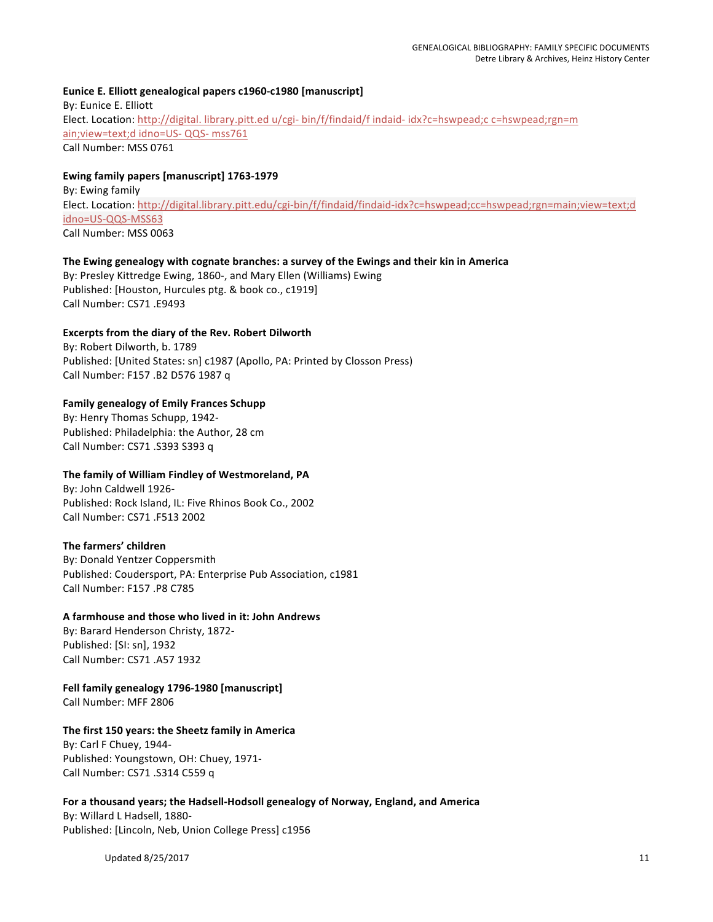**Eunice E. Elliott genealogical papers c1960-c1980 [manuscript]**
By: Eunice E. Elliott
Elect. Location: http://digital. library.pitt.ed u/cgi- bin/f/findaid/f indaid- idx?c=hswpead;c c=hswpead;rgn=m ain;view=text;d idno=US- QQS- mss761
Call Number: MSS 0761

**Ewing family papers [manuscript] 1763-1979**
By: Ewing family
Elect. Location: http://digital.library.pitt.edu/cgi-bin/f/findaid/findaid-idx?c=hswpead;cc=hswpead;rgn=main;view=text;d idno=US-QQS-MSS63
Call Number: MSS 0063

**The Ewing genealogy with cognate branches: a survey of the Ewings and their kin in America**
By: Presley Kittredge Ewing, 1860-, and Mary Ellen (Williams) Ewing
Published: [Houston, Hurcules ptg. & book co., c1919]
Call Number: CS71 .E9493

**Excerpts from the diary of the Rev. Robert Dilworth**
By: Robert Dilworth, b. 1789
Published: [United States: sn] c1987 (Apollo, PA: Printed by Closson Press)
Call Number: F157 .B2 D576 1987 q

**Family genealogy of Emily Frances Schupp**
By: Henry Thomas Schupp, 1942-
Published: Philadelphia: the Author, 28 cm
Call Number: CS71 .S393 S393 q

**The family of William Findley of Westmoreland, PA**
By: John Caldwell 1926-
Published: Rock Island, IL: Five Rhinos Book Co., 2002
Call Number: CS71 .F513 2002

**The farmers' children**
By: Donald Yentzer Coppersmith
Published: Coudersport, PA: Enterprise Pub Association, c1981
Call Number: F157 .P8 C785

**A farmhouse and those who lived in it: John Andrews**
By: Barard Henderson Christy, 1872-
Published: [SI: sn], 1932
Call Number: CS71 .A57 1932

**Fell family genealogy 1796-1980 [manuscript]**
Call Number: MFF 2806

**The first 150 years: the Sheetz family in America**
By: Carl F Chuey, 1944-
Published: Youngstown, OH: Chuey, 1971-
Call Number: CS71 .S314 C559 q

**For a thousand years; the Hadsell-Hodsoll genealogy of Norway, England, and America**
By: Willard L Hadsell, 1880-
Published: [Lincoln, Neb, Union College Press] c1956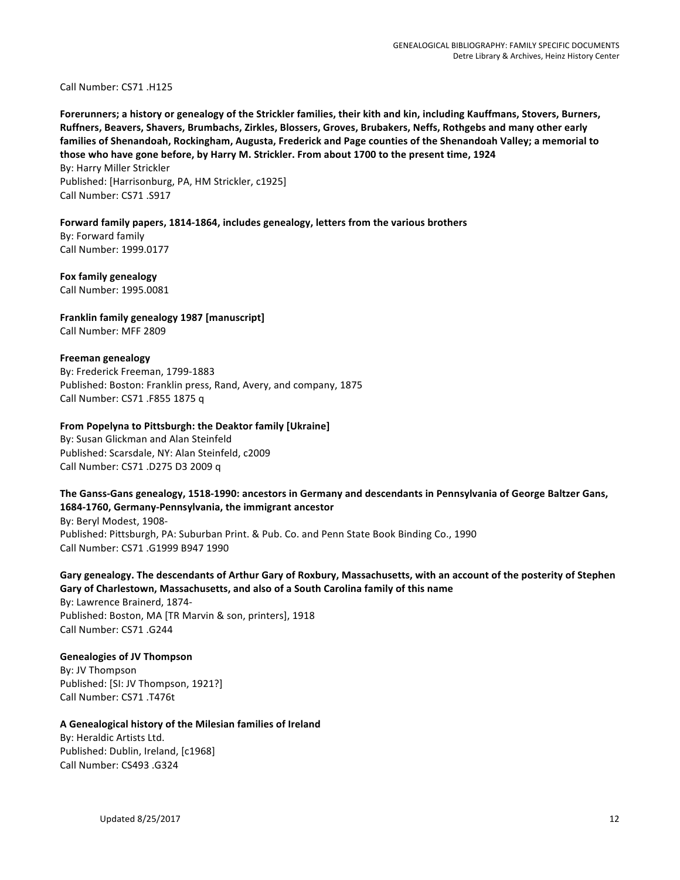Call Number: CS71 .H125

**Forerunners; a history or genealogy of the Strickler families, their kith and kin, including Kauffmans, Stovers, Burners, Ruffners, Beavers, Shavers, Brumbachs, Zirkles, Blossers, Groves, Brubakers, Neffs, Rothgebs and many other early families of Shenandoah, Rockingham, Augusta, Frederick and Page counties of the Shenandoah Valley; a memorial to those who have gone before, by Harry M. Strickler. From about 1700 to the present time, 1924**
By: Harry Miller Strickler
Published: [Harrisonburg, PA, HM Strickler, c1925]
Call Number: CS71 .S917

**Forward family papers, 1814-1864, includes genealogy, letters from the various brothers**
By: Forward family
Call Number: 1999.0177

**Fox family genealogy**
Call Number: 1995.0081

**Franklin family genealogy 1987 [manuscript]**
Call Number: MFF 2809

**Freeman genealogy**
By: Frederick Freeman, 1799-1883
Published: Boston: Franklin press, Rand, Avery, and company, 1875
Call Number: CS71 .F855 1875 q

**From Popelyna to Pittsburgh: the Deaktor family [Ukraine]**
By: Susan Glickman and Alan Steinfeld
Published: Scarsdale, NY: Alan Steinfeld, c2009
Call Number: CS71 .D275 D3 2009 q

**The Ganss-Gans genealogy, 1518-1990: ancestors in Germany and descendants in Pennsylvania of George Baltzer Gans, 1684-1760, Germany-Pennsylvania, the immigrant ancestor**
By: Beryl Modest, 1908-
Published: Pittsburgh, PA: Suburban Print. & Pub. Co. and Penn State Book Binding Co., 1990
Call Number: CS71 .G1999 B947 1990

**Gary genealogy. The descendants of Arthur Gary of Roxbury, Massachusetts, with an account of the posterity of Stephen Gary of Charlestown, Massachusetts, and also of a South Carolina family of this name**
By: Lawrence Brainerd, 1874-
Published: Boston, MA [TR Marvin & son, printers], 1918
Call Number: CS71 .G244

**Genealogies of JV Thompson**
By: JV Thompson
Published: [SI: JV Thompson, 1921?]
Call Number: CS71 .T476t

**A Genealogical history of the Milesian families of Ireland**
By: Heraldic Artists Ltd.
Published: Dublin, Ireland, [c1968]
Call Number: CS493 .G324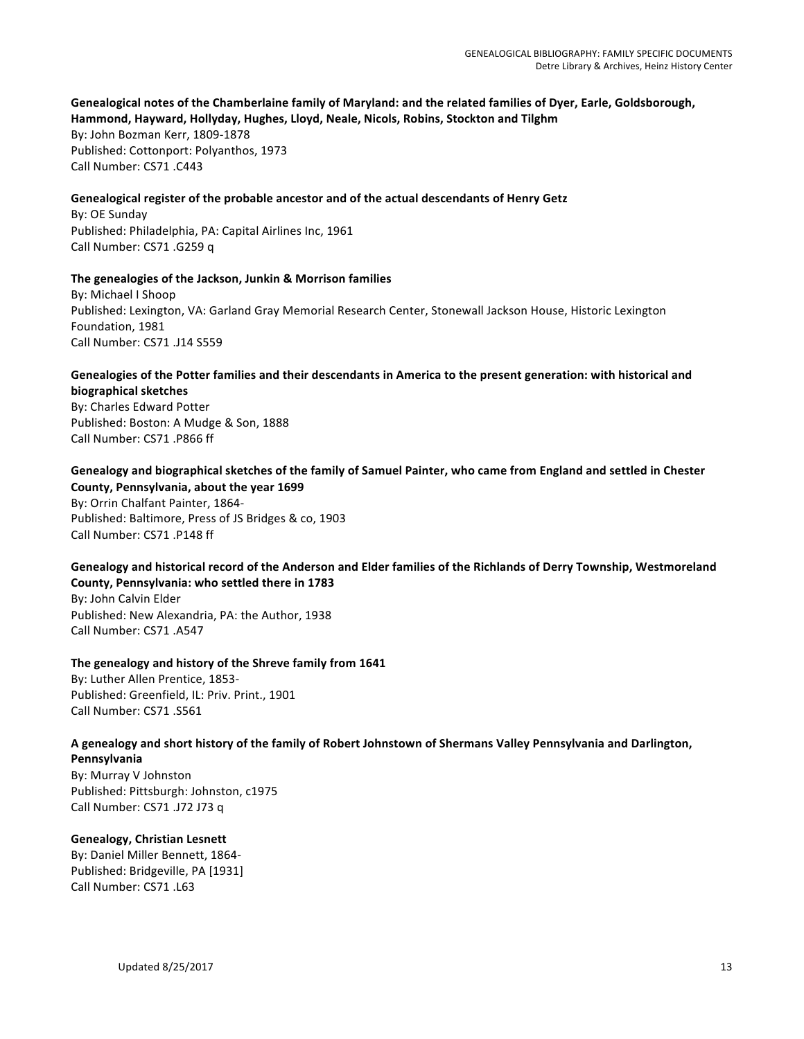**Genealogical notes of the Chamberlaine family of Maryland: and the related families of Dyer, Earle, Goldsborough, Hammond, Hayward, Hollyday, Hughes, Lloyd, Neale, Nicols, Robins, Stockton and Tilghm**
By: John Bozman Kerr, 1809-1878
Published: Cottonport: Polyanthos, 1973
Call Number: CS71 .C443

**Genealogical register of the probable ancestor and of the actual descendants of Henry Getz**
By: OE Sunday
Published: Philadelphia, PA: Capital Airlines Inc, 1961
Call Number: CS71 .G259 q

**The genealogies of the Jackson, Junkin & Morrison families**
By: Michael I Shoop
Published: Lexington, VA: Garland Gray Memorial Research Center, Stonewall Jackson House, Historic Lexington Foundation, 1981
Call Number: CS71 .J14 S559

**Genealogies of the Potter families and their descendants in America to the present generation: with historical and biographical sketches**
By: Charles Edward Potter
Published: Boston: A Mudge & Son, 1888
Call Number: CS71 .P866 ff

**Genealogy and biographical sketches of the family of Samuel Painter, who came from England and settled in Chester County, Pennsylvania, about the year 1699**
By: Orrin Chalfant Painter, 1864-
Published: Baltimore, Press of JS Bridges & co, 1903
Call Number: CS71 .P148 ff

**Genealogy and historical record of the Anderson and Elder families of the Richlands of Derry Township, Westmoreland County, Pennsylvania: who settled there in 1783**
By: John Calvin Elder
Published: New Alexandria, PA: the Author, 1938
Call Number: CS71 .A547

**The genealogy and history of the Shreve family from 1641**
By: Luther Allen Prentice, 1853-
Published: Greenfield, IL: Priv. Print., 1901
Call Number: CS71 .S561

**A genealogy and short history of the family of Robert Johnstown of Shermans Valley Pennsylvania and Darlington, Pennsylvania**
By: Murray V Johnston
Published: Pittsburgh: Johnston, c1975
Call Number: CS71 .J72 J73 q

**Genealogy, Christian Lesnett**
By: Daniel Miller Bennett, 1864-
Published: Bridgeville, PA [1931]
Call Number: CS71 .L63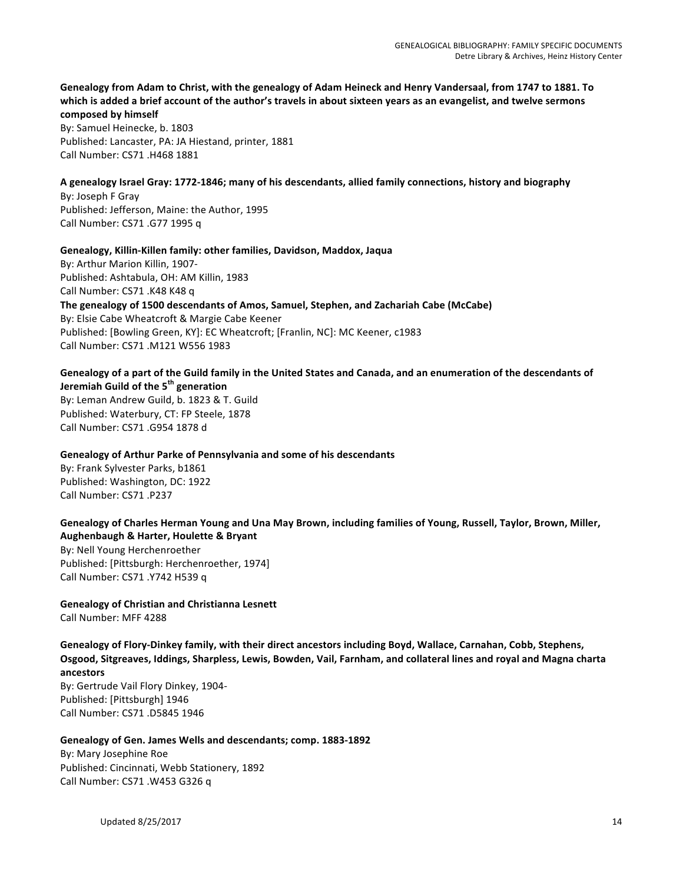**Genealogy from Adam to Christ, with the genealogy of Adam Heineck and Henry Vandersaal, from 1747 to 1881. To which is added a brief account of the author's travels in about sixteen years as an evangelist, and twelve sermons composed by himself**
By: Samuel Heinecke, b. 1803
Published: Lancaster, PA: JA Hiestand, printer, 1881
Call Number: CS71 .H468 1881

**A genealogy Israel Gray: 1772-1846; many of his descendants, allied family connections, history and biography**
By: Joseph F Gray
Published: Jefferson, Maine: the Author, 1995
Call Number: CS71 .G77 1995 q

**Genealogy, Killin-Killen family: other families, Davidson, Maddox, Jaqua**
By: Arthur Marion Killin, 1907-
Published: Ashtabula, OH: AM Killin, 1983
Call Number: CS71 .K48 K48 q

**The genealogy of 1500 descendants of Amos, Samuel, Stephen, and Zachariah Cabe (McCabe)**
By: Elsie Cabe Wheatcroft & Margie Cabe Keener
Published: [Bowling Green, KY]: EC Wheatcroft; [Franlin, NC]: MC Keener, c1983
Call Number: CS71 .M121 W556 1983

**Genealogy of a part of the Guild family in the United States and Canada, and an enumeration of the descendants of Jeremiah Guild of the 5th generation**
By: Leman Andrew Guild, b. 1823 & T. Guild
Published: Waterbury, CT: FP Steele, 1878
Call Number: CS71 .G954 1878 d

**Genealogy of Arthur Parke of Pennsylvania and some of his descendants**
By: Frank Sylvester Parks, b1861
Published: Washington, DC: 1922
Call Number: CS71 .P237

**Genealogy of Charles Herman Young and Una May Brown, including families of Young, Russell, Taylor, Brown, Miller, Aughenbaugh & Harter, Houlette & Bryant**
By: Nell Young Herchenroether
Published: [Pittsburgh: Herchenroether, 1974]
Call Number: CS71 .Y742 H539 q

**Genealogy of Christian and Christianna Lesnett**
Call Number: MFF 4288

**Genealogy of Flory-Dinkey family, with their direct ancestors including Boyd, Wallace, Carnahan, Cobb, Stephens, Osgood, Sitgreaves, Iddings, Sharpless, Lewis, Bowden, Vail, Farnham, and collateral lines and royal and Magna charta ancestors**
By: Gertrude Vail Flory Dinkey, 1904-
Published: [Pittsburgh] 1946
Call Number: CS71 .D5845 1946

**Genealogy of Gen. James Wells and descendants; comp. 1883-1892**
By: Mary Josephine Roe
Published: Cincinnati, Webb Stationery, 1892
Call Number: CS71 .W453 G326 q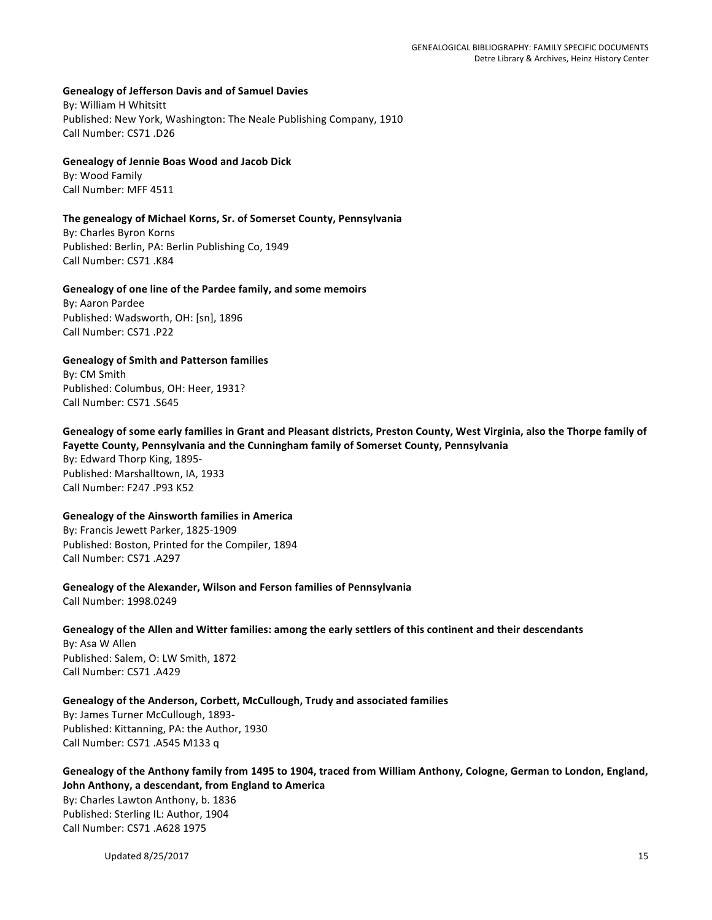**Genealogy of Jefferson Davis and of Samuel Davies**
By: William H Whitsitt
Published: New York, Washington: The Neale Publishing Company, 1910
Call Number: CS71 .D26

**Genealogy of Jennie Boas Wood and Jacob Dick**
By: Wood Family
Call Number: MFF 4511

**The genealogy of Michael Korns, Sr. of Somerset County, Pennsylvania**
By: Charles Byron Korns
Published: Berlin, PA: Berlin Publishing Co, 1949
Call Number: CS71 .K84

**Genealogy of one line of the Pardee family, and some memoirs**
By: Aaron Pardee
Published: Wadsworth, OH: [sn], 1896
Call Number: CS71 .P22

**Genealogy of Smith and Patterson families**
By: CM Smith
Published: Columbus, OH: Heer, 1931?
Call Number: CS71 .S645

**Genealogy of some early families in Grant and Pleasant districts, Preston County, West Virginia, also the Thorpe family of Fayette County, Pennsylvania and the Cunningham family of Somerset County, Pennsylvania**
By: Edward Thorp King, 1895-
Published: Marshalltown, IA, 1933
Call Number: F247 .P93 K52

**Genealogy of the Ainsworth families in America**
By: Francis Jewett Parker, 1825-1909
Published: Boston, Printed for the Compiler, 1894
Call Number: CS71 .A297

**Genealogy of the Alexander, Wilson and Ferson families of Pennsylvania**
Call Number: 1998.0249

**Genealogy of the Allen and Witter families: among the early settlers of this continent and their descendants**
By: Asa W Allen
Published: Salem, O: LW Smith, 1872
Call Number: CS71 .A429

**Genealogy of the Anderson, Corbett, McCullough, Trudy and associated families**
By: James Turner McCullough, 1893-
Published: Kittanning, PA: the Author, 1930
Call Number: CS71 .A545 M133 q

**Genealogy of the Anthony family from 1495 to 1904, traced from William Anthony, Cologne, German to London, England, John Anthony, a descendant, from England to America**
By: Charles Lawton Anthony, b. 1836
Published: Sterling IL: Author, 1904
Call Number: CS71 .A628 1975

Updated 8/25/2017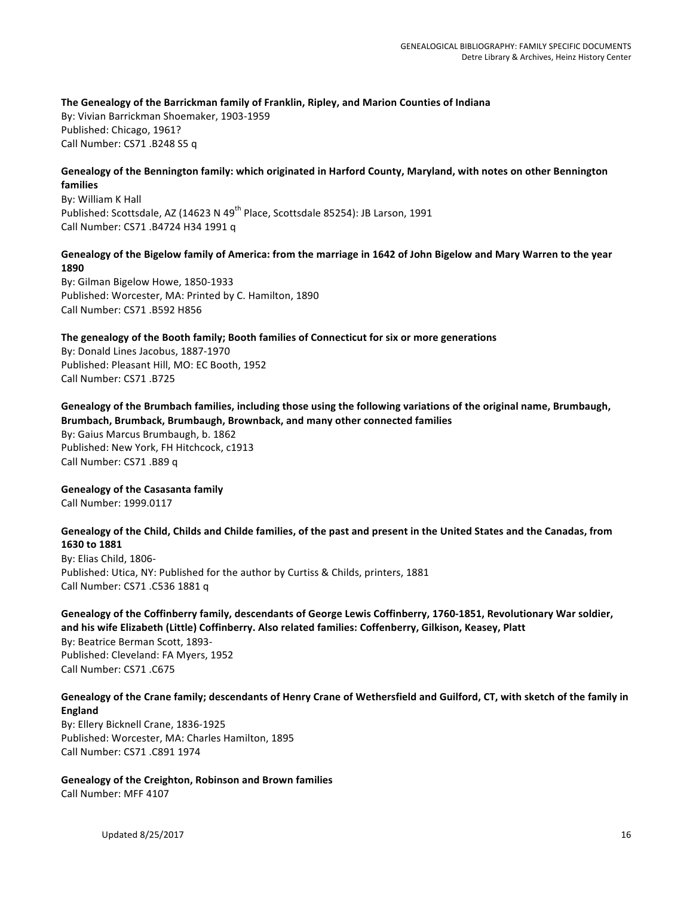**The Genealogy of the Barrickman family of Franklin, Ripley, and Marion Counties of Indiana**
By: Vivian Barrickman Shoemaker, 1903-1959
Published: Chicago, 1961?
Call Number: CS71 .B248 S5 q

**Genealogy of the Bennington family: which originated in Harford County, Maryland, with notes on other Bennington families**
By: William K Hall
Published: Scottsdale, AZ (14623 N 49th Place, Scottsdale 85254): JB Larson, 1991
Call Number: CS71 .B4724 H34 1991 q

**Genealogy of the Bigelow family of America: from the marriage in 1642 of John Bigelow and Mary Warren to the year 1890**
By: Gilman Bigelow Howe, 1850-1933
Published: Worcester, MA: Printed by C. Hamilton, 1890
Call Number: CS71 .B592 H856

**The genealogy of the Booth family; Booth families of Connecticut for six or more generations**
By: Donald Lines Jacobus, 1887-1970
Published: Pleasant Hill, MO: EC Booth, 1952
Call Number: CS71 .B725

**Genealogy of the Brumbach families, including those using the following variations of the original name, Brumbaugh, Brumbach, Brumback, Brumbaugh, Brownback, and many other connected families**
By: Gaius Marcus Brumbaugh, b. 1862
Published: New York, FH Hitchcock, c1913
Call Number: CS71 .B89 q

**Genealogy of the Casasanta family**
Call Number: 1999.0117

**Genealogy of the Child, Childs and Childe families, of the past and present in the United States and the Canadas, from 1630 to 1881**
By: Elias Child, 1806-
Published: Utica, NY: Published for the author by Curtiss & Childs, printers, 1881
Call Number: CS71 .C536 1881 q

**Genealogy of the Coffinberry family, descendants of George Lewis Coffinberry, 1760-1851, Revolutionary War soldier, and his wife Elizabeth (Little) Coffinberry. Also related families: Coffenberry, Gilkison, Keasey, Platt**
By: Beatrice Berman Scott, 1893-
Published: Cleveland: FA Myers, 1952
Call Number: CS71 .C675

**Genealogy of the Crane family; descendants of Henry Crane of Wethersfield and Guilford, CT, with sketch of the family in England**
By: Ellery Bicknell Crane, 1836-1925
Published: Worcester, MA: Charles Hamilton, 1895
Call Number: CS71 .C891 1974

**Genealogy of the Creighton, Robinson and Brown families**
Call Number: MFF 4107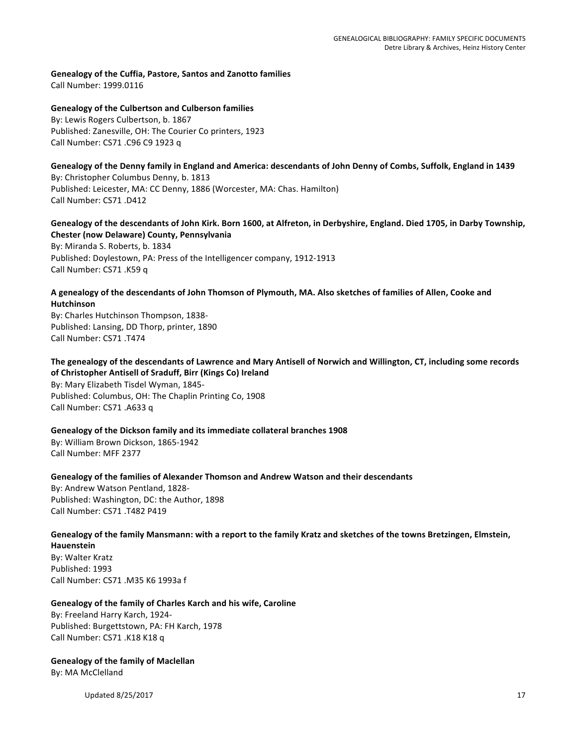**Genealogy of the Cuffia, Pastore, Santos and Zanotto families**
Call Number: 1999.0116

**Genealogy of the Culbertson and Culberson families**
By: Lewis Rogers Culbertson, b. 1867
Published: Zanesville, OH: The Courier Co printers, 1923
Call Number: CS71 .C96 C9 1923 q

**Genealogy of the Denny family in England and America: descendants of John Denny of Combs, Suffolk, England in 1439**
By: Christopher Columbus Denny, b. 1813
Published: Leicester, MA: CC Denny, 1886 (Worcester, MA: Chas. Hamilton)
Call Number: CS71 .D412

**Genealogy of the descendants of John Kirk. Born 1600, at Alfreton, in Derbyshire, England. Died 1705, in Darby Township, Chester (now Delaware) County, Pennsylvania**
By: Miranda S. Roberts, b. 1834
Published: Doylestown, PA: Press of the Intelligencer company, 1912-1913
Call Number: CS71 .K59 q

**A genealogy of the descendants of John Thomson of Plymouth, MA. Also sketches of families of Allen, Cooke and Hutchinson**
By: Charles Hutchinson Thompson, 1838-
Published: Lansing, DD Thorp, printer, 1890
Call Number: CS71 .T474

**The genealogy of the descendants of Lawrence and Mary Antisell of Norwich and Willington, CT, including some records of Christopher Antisell of Sraduff, Birr (Kings Co) Ireland**
By: Mary Elizabeth Tisdel Wyman, 1845-
Published: Columbus, OH: The Chaplin Printing Co, 1908
Call Number: CS71 .A633 q

**Genealogy of the Dickson family and its immediate collateral branches 1908**
By: William Brown Dickson, 1865-1942
Call Number: MFF 2377

**Genealogy of the families of Alexander Thomson and Andrew Watson and their descendants**
By: Andrew Watson Pentland, 1828-
Published: Washington, DC: the Author, 1898
Call Number: CS71 .T482 P419

**Genealogy of the family Mansmann: with a report to the family Kratz and sketches of the towns Bretzingen, Elmstein, Hauenstein**
By: Walter Kratz
Published: 1993
Call Number: CS71 .M35 K6 1993a f

**Genealogy of the family of Charles Karch and his wife, Caroline**
By: Freeland Harry Karch, 1924-
Published: Burgettstown, PA: FH Karch, 1978
Call Number: CS71 .K18 K18 q

**Genealogy of the family of Maclellan**
By: MA McClelland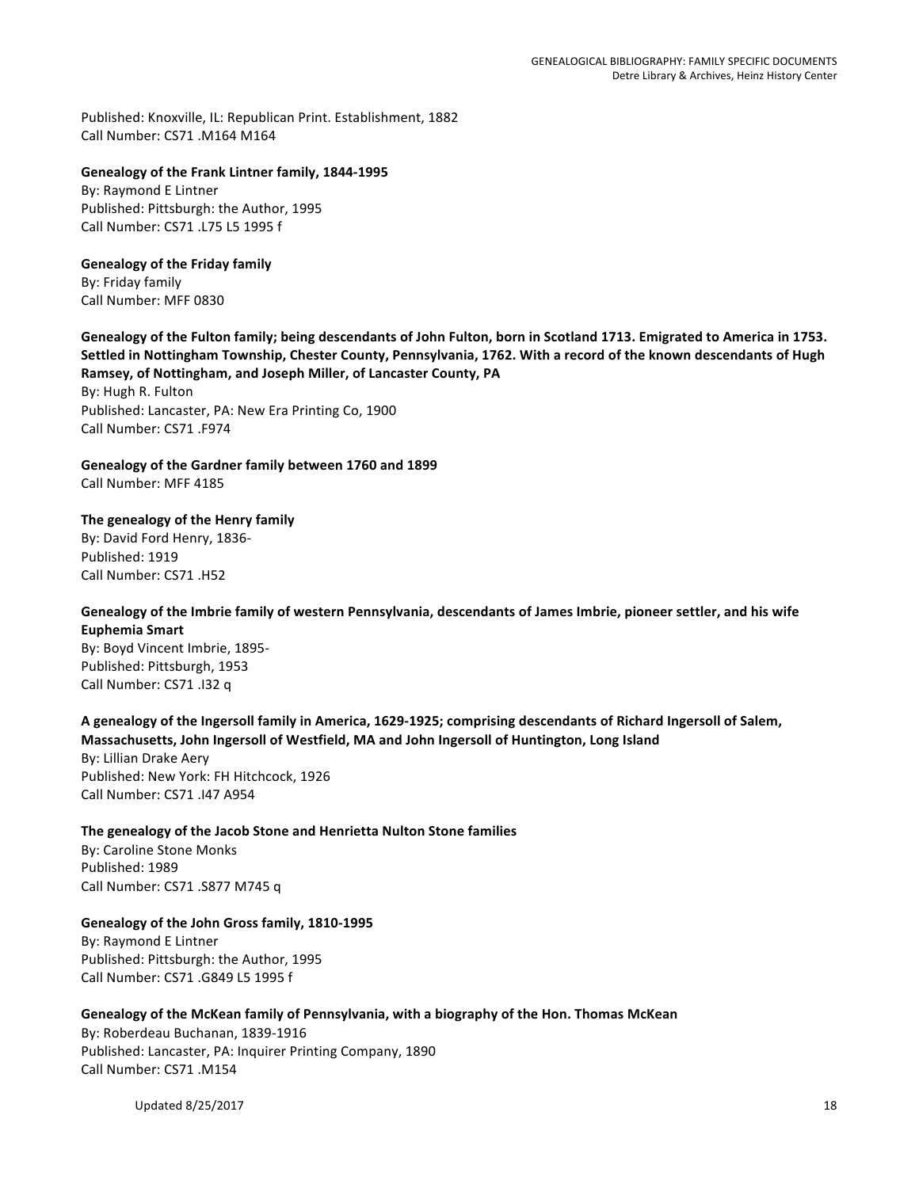Published: Knoxville, IL: Republican Print. Establishment, 1882
Call Number: CS71 .M164 M164

**Genealogy of the Frank Lintner family, 1844-1995**
By: Raymond E Lintner
Published: Pittsburgh: the Author, 1995
Call Number: CS71 .L75 L5 1995 f

**Genealogy of the Friday family**
By: Friday family
Call Number: MFF 0830

**Genealogy of the Fulton family; being descendants of John Fulton, born in Scotland 1713. Emigrated to America in 1753. Settled in Nottingham Township, Chester County, Pennsylvania, 1762. With a record of the known descendants of Hugh Ramsey, of Nottingham, and Joseph Miller, of Lancaster County, PA**
By: Hugh R. Fulton
Published: Lancaster, PA: New Era Printing Co, 1900
Call Number: CS71 .F974

**Genealogy of the Gardner family between 1760 and 1899**
Call Number: MFF 4185

**The genealogy of the Henry family**
By: David Ford Henry, 1836-
Published: 1919
Call Number: CS71 .H52

**Genealogy of the Imbrie family of western Pennsylvania, descendants of James Imbrie, pioneer settler, and his wife Euphemia Smart**
By: Boyd Vincent Imbrie, 1895-
Published: Pittsburgh, 1953
Call Number: CS71 .I32 q

**A genealogy of the Ingersoll family in America, 1629-1925; comprising descendants of Richard Ingersoll of Salem, Massachusetts, John Ingersoll of Westfield, MA and John Ingersoll of Huntington, Long Island**
By: Lillian Drake Aery
Published: New York: FH Hitchcock, 1926
Call Number: CS71 .I47 A954

**The genealogy of the Jacob Stone and Henrietta Nulton Stone families**
By: Caroline Stone Monks
Published: 1989
Call Number: CS71 .S877 M745 q

**Genealogy of the John Gross family, 1810-1995**
By: Raymond E Lintner
Published: Pittsburgh: the Author, 1995
Call Number: CS71 .G849 L5 1995 f

**Genealogy of the McKean family of Pennsylvania, with a biography of the Hon. Thomas McKean**
By: Roberdeau Buchanan, 1839-1916
Published: Lancaster, PA: Inquirer Printing Company, 1890
Call Number: CS71 .M154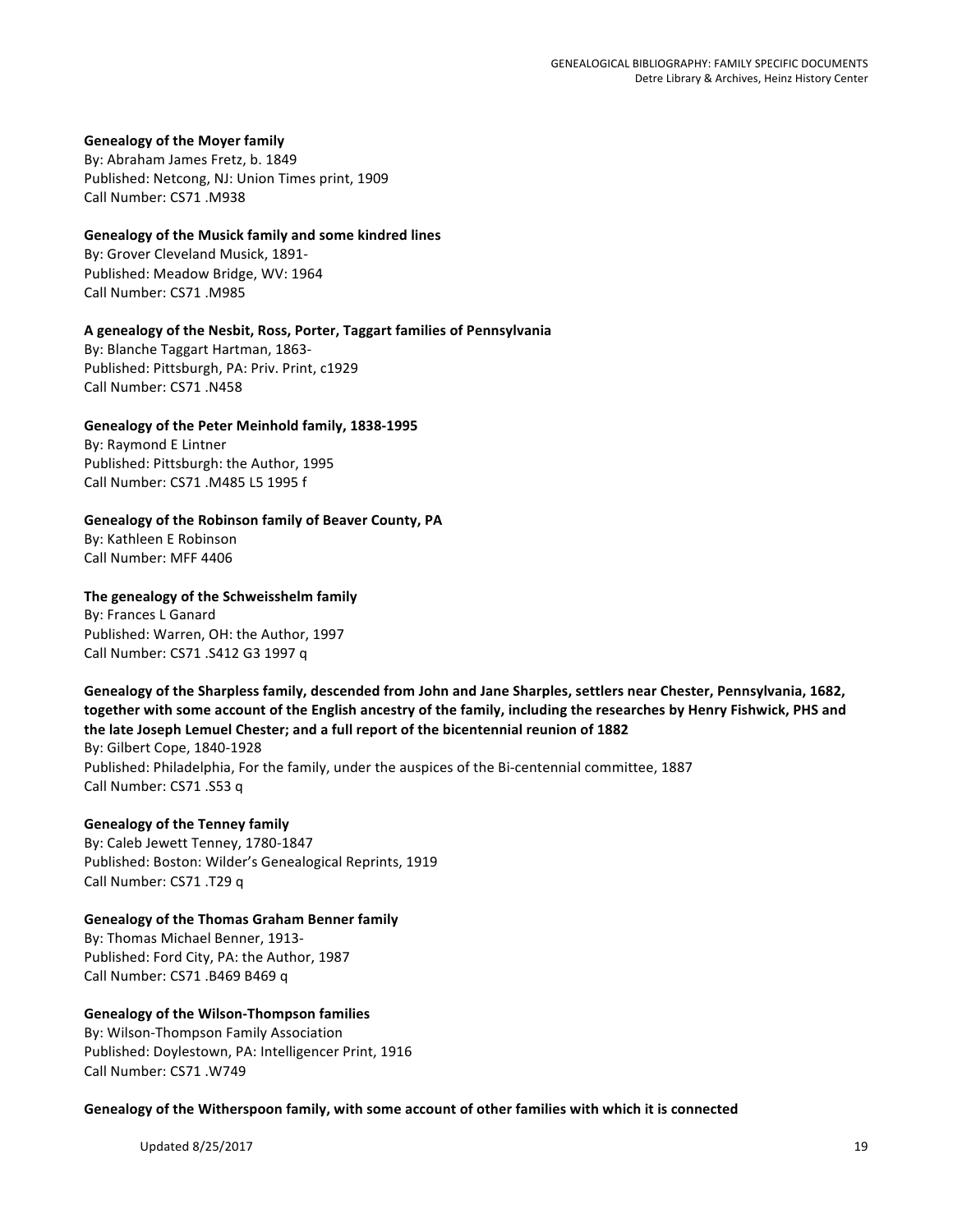**Genealogy of the Moyer family**
By: Abraham James Fretz, b. 1849
Published: Netcong, NJ: Union Times print, 1909
Call Number: CS71 .M938

**Genealogy of the Musick family and some kindred lines**
By: Grover Cleveland Musick, 1891-
Published: Meadow Bridge, WV: 1964
Call Number: CS71 .M985

**A genealogy of the Nesbit, Ross, Porter, Taggart families of Pennsylvania**
By: Blanche Taggart Hartman, 1863-
Published: Pittsburgh, PA: Priv. Print, c1929
Call Number: CS71 .N458

**Genealogy of the Peter Meinhold family, 1838-1995**
By: Raymond E Lintner
Published: Pittsburgh: the Author, 1995
Call Number: CS71 .M485 L5 1995 f

**Genealogy of the Robinson family of Beaver County, PA**
By: Kathleen E Robinson
Call Number: MFF 4406

**The genealogy of the Schweisshelm family**
By: Frances L Ganard
Published: Warren, OH: the Author, 1997
Call Number: CS71 .S412 G3 1997 q

**Genealogy of the Sharpless family, descended from John and Jane Sharples, settlers near Chester, Pennsylvania, 1682, together with some account of the English ancestry of the family, including the researches by Henry Fishwick, PHS and the late Joseph Lemuel Chester; and a full report of the bicentennial reunion of 1882**
By: Gilbert Cope, 1840-1928
Published: Philadelphia, For the family, under the auspices of the Bi-centennial committee, 1887
Call Number: CS71 .S53 q

**Genealogy of the Tenney family**
By: Caleb Jewett Tenney, 1780-1847
Published: Boston: Wilder's Genealogical Reprints, 1919
Call Number: CS71 .T29 q

**Genealogy of the Thomas Graham Benner family**
By: Thomas Michael Benner, 1913-
Published: Ford City, PA: the Author, 1987
Call Number: CS71 .B469 B469 q

**Genealogy of the Wilson-Thompson families**
By: Wilson-Thompson Family Association
Published: Doylestown, PA: Intelligencer Print, 1916
Call Number: CS71 .W749

**Genealogy of the Witherspoon family, with some account of other families with which it is connected**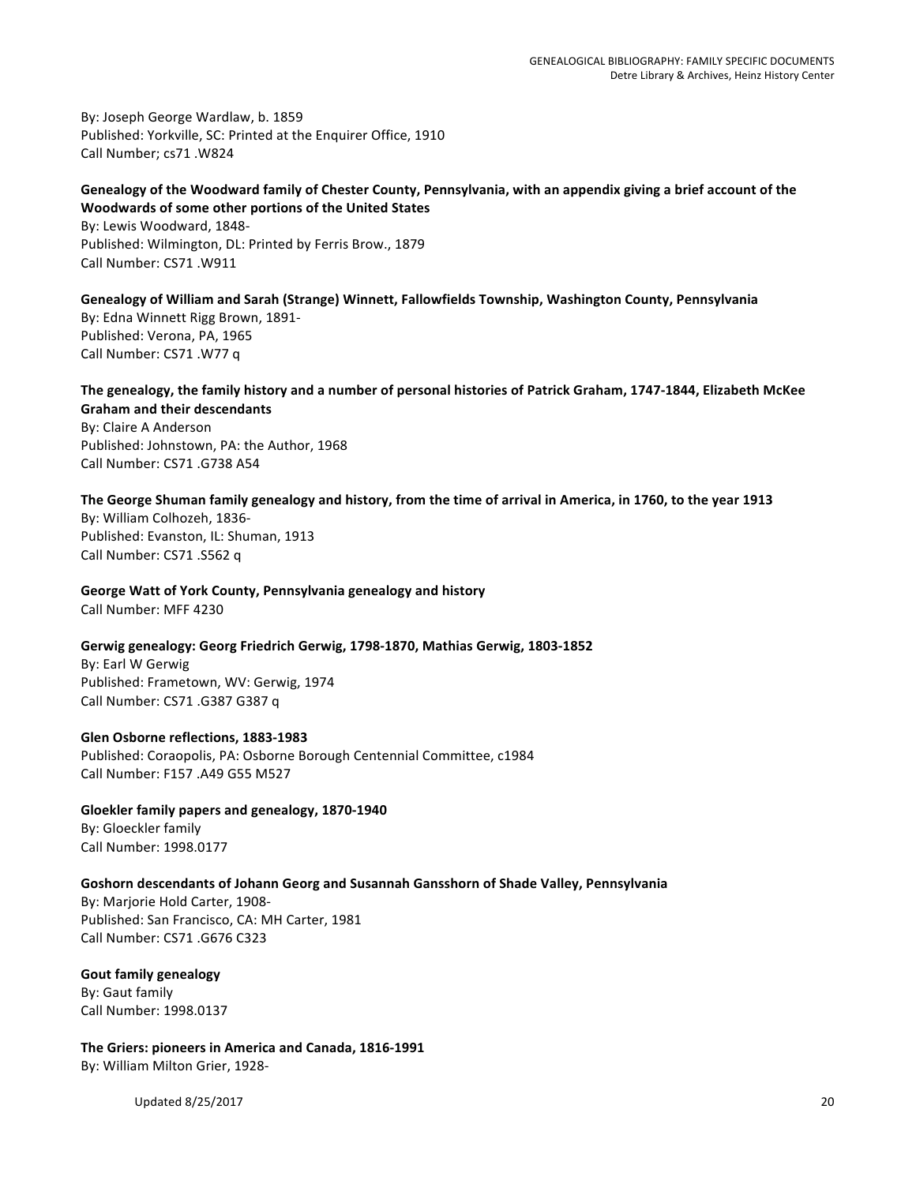By: Joseph George Wardlaw, b. 1859
Published: Yorkville, SC: Printed at the Enquirer Office, 1910
Call Number; cs71 .W824

**Genealogy of the Woodward family of Chester County, Pennsylvania, with an appendix giving a brief account of the Woodwards of some other portions of the United States**
By: Lewis Woodward, 1848-
Published: Wilmington, DL: Printed by Ferris Brow., 1879
Call Number: CS71 .W911

**Genealogy of William and Sarah (Strange) Winnett, Fallowfields Township, Washington County, Pennsylvania**
By: Edna Winnett Rigg Brown, 1891-
Published: Verona, PA, 1965
Call Number: CS71 .W77 q

**The genealogy, the family history and a number of personal histories of Patrick Graham, 1747-1844, Elizabeth McKee Graham and their descendants**
By: Claire A Anderson
Published: Johnstown, PA: the Author, 1968
Call Number: CS71 .G738 A54

**The George Shuman family genealogy and history, from the time of arrival in America, in 1760, to the year 1913**
By: William Colhozeh, 1836-
Published: Evanston, IL: Shuman, 1913
Call Number: CS71 .S562 q

**George Watt of York County, Pennsylvania genealogy and history**
Call Number: MFF 4230

**Gerwig genealogy: Georg Friedrich Gerwig, 1798-1870, Mathias Gerwig, 1803-1852**
By: Earl W Gerwig
Published: Frametown, WV: Gerwig, 1974
Call Number: CS71 .G387 G387 q

**Glen Osborne reflections, 1883-1983**
Published: Coraopolis, PA: Osborne Borough Centennial Committee, c1984
Call Number: F157 .A49 G55 M527

**Gloekler family papers and genealogy, 1870-1940**
By: Gloeckler family
Call Number: 1998.0177

**Goshorn descendants of Johann Georg and Susannah Gansshorn of Shade Valley, Pennsylvania**
By: Marjorie Hold Carter, 1908-
Published: San Francisco, CA: MH Carter, 1981
Call Number: CS71 .G676 C323

**Gout family genealogy**
By: Gaut family
Call Number: 1998.0137

**The Griers: pioneers in America and Canada, 1816-1991**
By: William Milton Grier, 1928-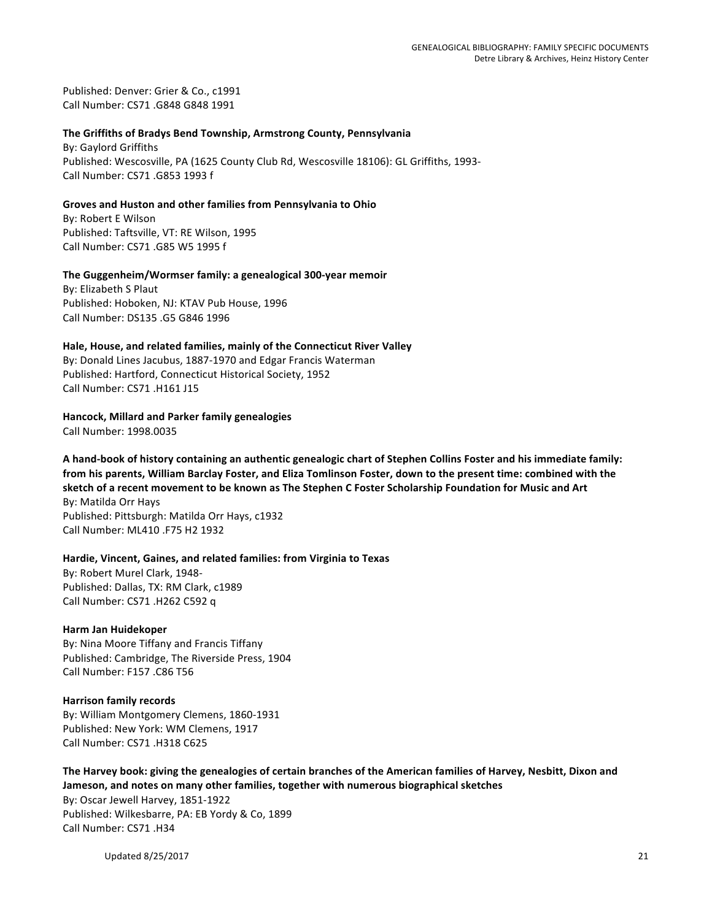Published: Denver: Grier & Co., c1991
Call Number: CS71 .G848 G848 1991

**The Griffiths of Bradys Bend Township, Armstrong County, Pennsylvania**
By: Gaylord Griffiths
Published: Wescosville, PA (1625 County Club Rd, Wescosville 18106): GL Griffiths, 1993-
Call Number: CS71 .G853 1993 f

**Groves and Huston and other families from Pennsylvania to Ohio**
By: Robert E Wilson
Published: Taftsville, VT: RE Wilson, 1995
Call Number: CS71 .G85 W5 1995 f

**The Guggenheim/Wormser family: a genealogical 300-year memoir**
By: Elizabeth S Plaut
Published: Hoboken, NJ: KTAV Pub House, 1996
Call Number: DS135 .G5 G846 1996

**Hale, House, and related families, mainly of the Connecticut River Valley**
By: Donald Lines Jacubus, 1887-1970 and Edgar Francis Waterman
Published: Hartford, Connecticut Historical Society, 1952
Call Number: CS71 .H161 J15

**Hancock, Millard and Parker family genealogies**
Call Number: 1998.0035

**A hand-book of history containing an authentic genealogic chart of Stephen Collins Foster and his immediate family: from his parents, William Barclay Foster, and Eliza Tomlinson Foster, down to the present time: combined with the sketch of a recent movement to be known as The Stephen C Foster Scholarship Foundation for Music and Art**
By: Matilda Orr Hays
Published: Pittsburgh: Matilda Orr Hays, c1932
Call Number: ML410 .F75 H2 1932

**Hardie, Vincent, Gaines, and related families: from Virginia to Texas**
By: Robert Murel Clark, 1948-
Published: Dallas, TX: RM Clark, c1989
Call Number: CS71 .H262 C592 q

**Harm Jan Huidekoper**
By: Nina Moore Tiffany and Francis Tiffany
Published: Cambridge, The Riverside Press, 1904
Call Number: F157 .C86 T56

**Harrison family records**
By: William Montgomery Clemens, 1860-1931
Published: New York: WM Clemens, 1917
Call Number: CS71 .H318 C625

**The Harvey book: giving the genealogies of certain branches of the American families of Harvey, Nesbitt, Dixon and Jameson, and notes on many other families, together with numerous biographical sketches**
By: Oscar Jewell Harvey, 1851-1922
Published: Wilkesbarre, PA: EB Yordy & Co, 1899
Call Number: CS71 .H34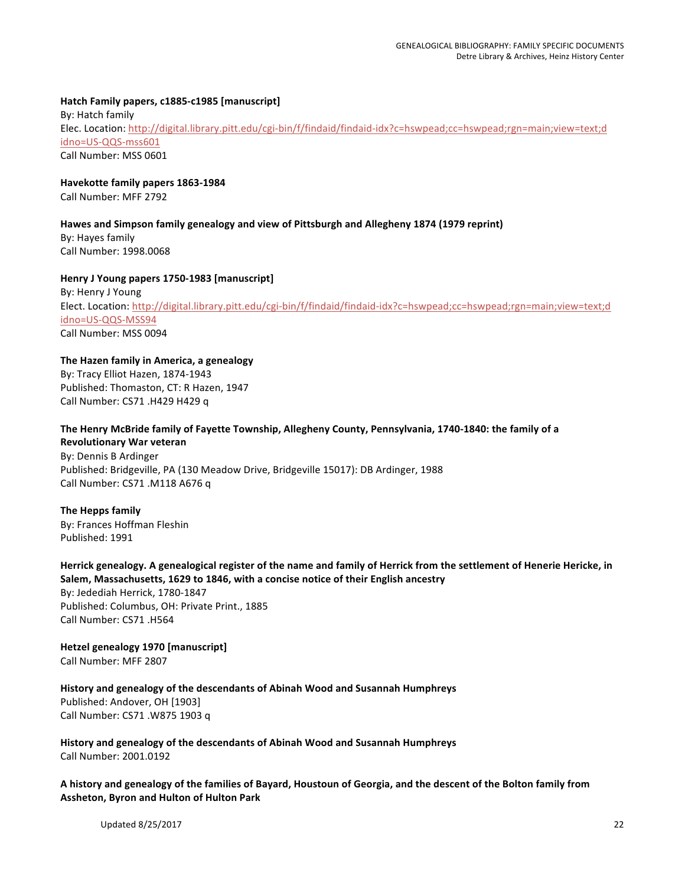**Hatch Family papers, c1885-c1985 [manuscript]**
By: Hatch family
Elec. Location: http://digital.library.pitt.edu/cgi-bin/f/findaid/findaid-idx?c=hswpead;cc=hswpead;rgn=main;view=text;didno=US-QQS-mss601
Call Number: MSS 0601

**Havekotte family papers 1863-1984**
Call Number: MFF 2792

**Hawes and Simpson family genealogy and view of Pittsburgh and Allegheny 1874 (1979 reprint)**
By: Hayes family
Call Number: 1998.0068

**Henry J Young papers 1750-1983 [manuscript]**
By: Henry J Young
Elect. Location: http://digital.library.pitt.edu/cgi-bin/f/findaid/findaid-idx?c=hswpead;cc=hswpead;rgn=main;view=text;didno=US-QQS-MSS94
Call Number: MSS 0094

**The Hazen family in America, a genealogy**
By: Tracy Elliot Hazen, 1874-1943
Published: Thomaston, CT: R Hazen, 1947
Call Number: CS71 .H429 H429 q

**The Henry McBride family of Fayette Township, Allegheny County, Pennsylvania, 1740-1840: the family of a Revolutionary War veteran**
By: Dennis B Ardinger
Published: Bridgeville, PA (130 Meadow Drive, Bridgeville 15017): DB Ardinger, 1988
Call Number: CS71 .M118 A676 q

**The Hepps family**
By: Frances Hoffman Fleshin
Published: 1991

**Herrick genealogy. A genealogical register of the name and family of Herrick from the settlement of Henerie Hericke, in Salem, Massachusetts, 1629 to 1846, with a concise notice of their English ancestry**
By: Jedediah Herrick, 1780-1847
Published: Columbus, OH: Private Print., 1885
Call Number: CS71 .H564

**Hetzel genealogy 1970 [manuscript]**
Call Number: MFF 2807

**History and genealogy of the descendants of Abinah Wood and Susannah Humphreys**
Published: Andover, OH [1903]
Call Number: CS71 .W875 1903 q

**History and genealogy of the descendants of Abinah Wood and Susannah Humphreys**
Call Number: 2001.0192

**A history and genealogy of the families of Bayard, Houstoun of Georgia, and the descent of the Bolton family from Assheton, Byron and Hulton of Hulton Park**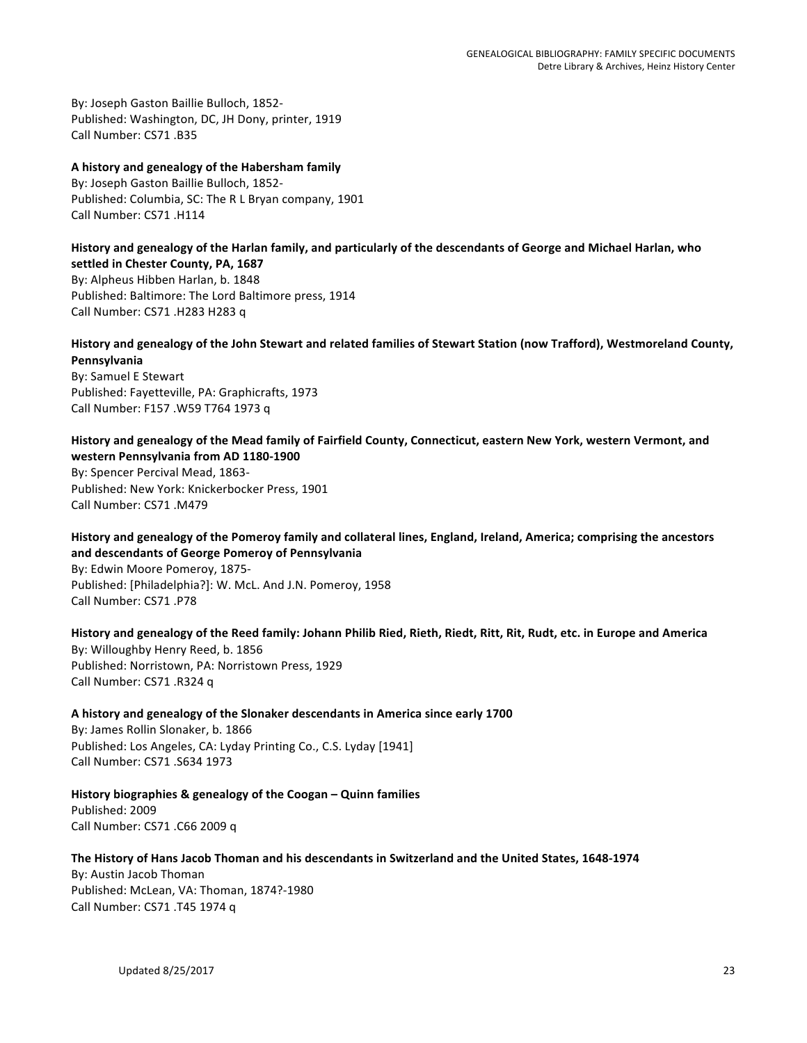By: Joseph Gaston Baillie Bulloch, 1852-
Published: Washington, DC, JH Dony, printer, 1919
Call Number: CS71 .B35

**A history and genealogy of the Habersham family**
By: Joseph Gaston Baillie Bulloch, 1852-
Published: Columbia, SC: The R L Bryan company, 1901
Call Number: CS71 .H114

**History and genealogy of the Harlan family, and particularly of the descendants of George and Michael Harlan, who settled in Chester County, PA, 1687**
By: Alpheus Hibben Harlan, b. 1848
Published: Baltimore: The Lord Baltimore press, 1914
Call Number: CS71 .H283 H283 q

**History and genealogy of the John Stewart and related families of Stewart Station (now Trafford), Westmoreland County, Pennsylvania**
By: Samuel E Stewart
Published: Fayetteville, PA: Graphicrafts, 1973
Call Number: F157 .W59 T764 1973 q

**History and genealogy of the Mead family of Fairfield County, Connecticut, eastern New York, western Vermont, and western Pennsylvania from AD 1180-1900**
By: Spencer Percival Mead, 1863-
Published: New York: Knickerbocker Press, 1901
Call Number: CS71 .M479

**History and genealogy of the Pomeroy family and collateral lines, England, Ireland, America; comprising the ancestors and descendants of George Pomeroy of Pennsylvania**
By: Edwin Moore Pomeroy, 1875-
Published: [Philadelphia?]: W. McL. And J.N. Pomeroy, 1958
Call Number: CS71 .P78

**History and genealogy of the Reed family: Johann Philib Ried, Rieth, Riedt, Ritt, Rit, Rudt, etc. in Europe and America**
By: Willoughby Henry Reed, b. 1856
Published: Norristown, PA: Norristown Press, 1929
Call Number: CS71 .R324 q

**A history and genealogy of the Slonaker descendants in America since early 1700**
By: James Rollin Slonaker, b. 1866
Published: Los Angeles, CA: Lyday Printing Co., C.S. Lyday [1941]
Call Number: CS71 .S634 1973

**History biographies & genealogy of the Coogan – Quinn families**
Published: 2009
Call Number: CS71 .C66 2009 q

**The History of Hans Jacob Thoman and his descendants in Switzerland and the United States, 1648-1974**
By: Austin Jacob Thoman
Published: McLean, VA: Thoman, 1874?-1980
Call Number: CS71 .T45 1974 q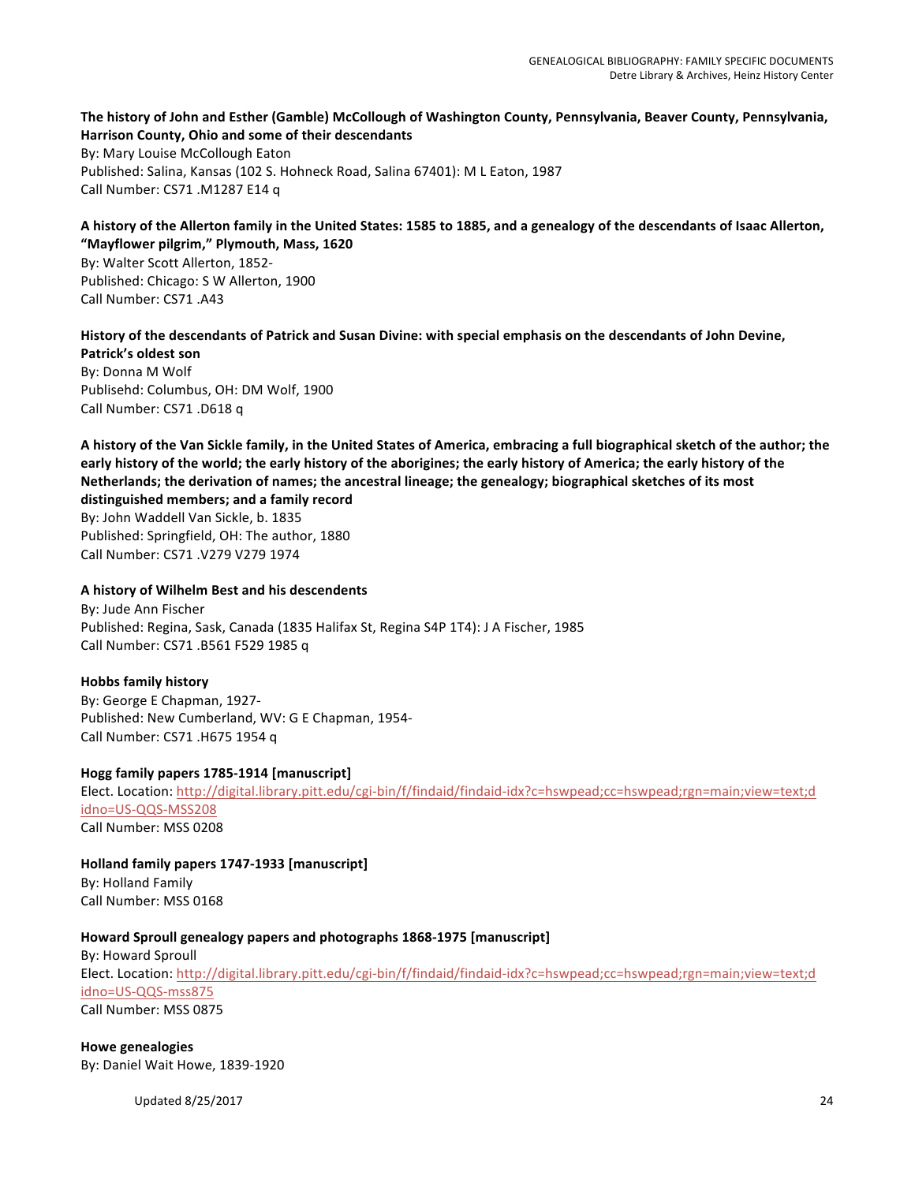**The history of John and Esther (Gamble) McCollough of Washington County, Pennsylvania, Beaver County, Pennsylvania, Harrison County, Ohio and some of their descendants**
By: Mary Louise McCollough Eaton
Published: Salina, Kansas (102 S. Hohneck Road, Salina 67401): M L Eaton, 1987
Call Number: CS71 .M1287 E14 q

**A history of the Allerton family in the United States: 1585 to 1885, and a genealogy of the descendants of Isaac Allerton, "Mayflower pilgrim," Plymouth, Mass, 1620**
By: Walter Scott Allerton, 1852-
Published: Chicago: S W Allerton, 1900
Call Number: CS71 .A43

**History of the descendants of Patrick and Susan Divine: with special emphasis on the descendants of John Devine, Patrick's oldest son**
By: Donna M Wolf
Publisehd: Columbus, OH: DM Wolf, 1900
Call Number: CS71 .D618 q

**A history of the Van Sickle family, in the United States of America, embracing a full biographical sketch of the author; the early history of the world; the early history of the aborigines; the early history of America; the early history of the Netherlands; the derivation of names; the ancestral lineage; the genealogy; biographical sketches of its most distinguished members; and a family record**
By: John Waddell Van Sickle, b. 1835
Published: Springfield, OH: The author, 1880
Call Number: CS71 .V279 V279 1974

**A history of Wilhelm Best and his descendents**
By: Jude Ann Fischer
Published: Regina, Sask, Canada (1835 Halifax St, Regina S4P 1T4): J A Fischer, 1985
Call Number: CS71 .B561 F529 1985 q

**Hobbs family history**
By: George E Chapman, 1927-
Published: New Cumberland, WV: G E Chapman, 1954-
Call Number: CS71 .H675 1954 q

**Hogg family papers 1785-1914 [manuscript]**
Elect. Location: http://digital.library.pitt.edu/cgi-bin/f/findaid/findaid-idx?c=hswpead;cc=hswpead;rgn=main;view=text;didno=US-QQS-MSS208
Call Number: MSS 0208

**Holland family papers 1747-1933 [manuscript]**
By: Holland Family
Call Number: MSS 0168

**Howard Sproull genealogy papers and photographs 1868-1975 [manuscript]**
By: Howard Sproull
Elect. Location: http://digital.library.pitt.edu/cgi-bin/f/findaid/findaid-idx?c=hswpead;cc=hswpead;rgn=main;view=text;didno=US-QQS-mss875
Call Number: MSS 0875

**Howe genealogies**
By: Daniel Wait Howe, 1839-1920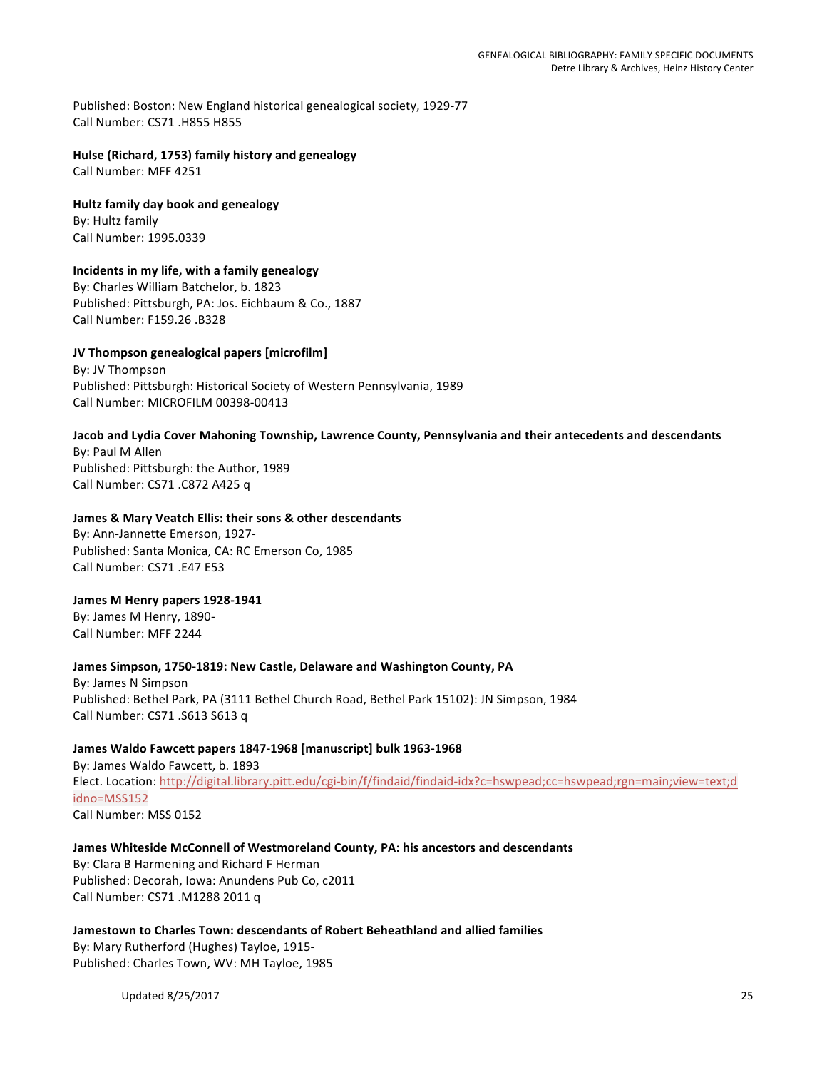Published: Boston: New England historical genealogical society, 1929-77
Call Number: CS71 .H855 H855

**Hulse (Richard, 1753) family history and genealogy**
Call Number: MFF 4251

**Hultz family day book and genealogy**
By: Hultz family
Call Number: 1995.0339

**Incidents in my life, with a family genealogy**
By: Charles William Batchelor, b. 1823
Published: Pittsburgh, PA: Jos. Eichbaum & Co., 1887
Call Number: F159.26 .B328

**JV Thompson genealogical papers [microfilm]**
By: JV Thompson
Published: Pittsburgh: Historical Society of Western Pennsylvania, 1989
Call Number: MICROFILM 00398-00413

**Jacob and Lydia Cover Mahoning Township, Lawrence County, Pennsylvania and their antecedents and descendants**
By: Paul M Allen
Published: Pittsburgh: the Author, 1989
Call Number: CS71 .C872 A425 q

**James & Mary Veatch Ellis: their sons & other descendants**
By: Ann-Jannette Emerson, 1927-
Published: Santa Monica, CA: RC Emerson Co, 1985
Call Number: CS71 .E47 E53

**James M Henry papers 1928-1941**
By: James M Henry, 1890-
Call Number: MFF 2244

**James Simpson, 1750-1819: New Castle, Delaware and Washington County, PA**
By: James N Simpson
Published: Bethel Park, PA (3111 Bethel Church Road, Bethel Park 15102): JN Simpson, 1984
Call Number: CS71 .S613 S613 q

**James Waldo Fawcett papers 1847-1968 [manuscript] bulk 1963-1968**
By: James Waldo Fawcett, b. 1893
Elect. Location: http://digital.library.pitt.edu/cgi-bin/f/findaid/findaid-idx?c=hswpead;cc=hswpead;rgn=main;view=text;didno=MSS152
Call Number: MSS 0152

**James Whiteside McConnell of Westmoreland County, PA: his ancestors and descendants**
By: Clara B Harmening and Richard F Herman
Published: Decorah, Iowa: Anundens Pub Co, c2011
Call Number: CS71 .M1288 2011 q

**Jamestown to Charles Town: descendants of Robert Beheathland and allied families**
By: Mary Rutherford (Hughes) Tayloe, 1915-
Published: Charles Town, WV: MH Tayloe, 1985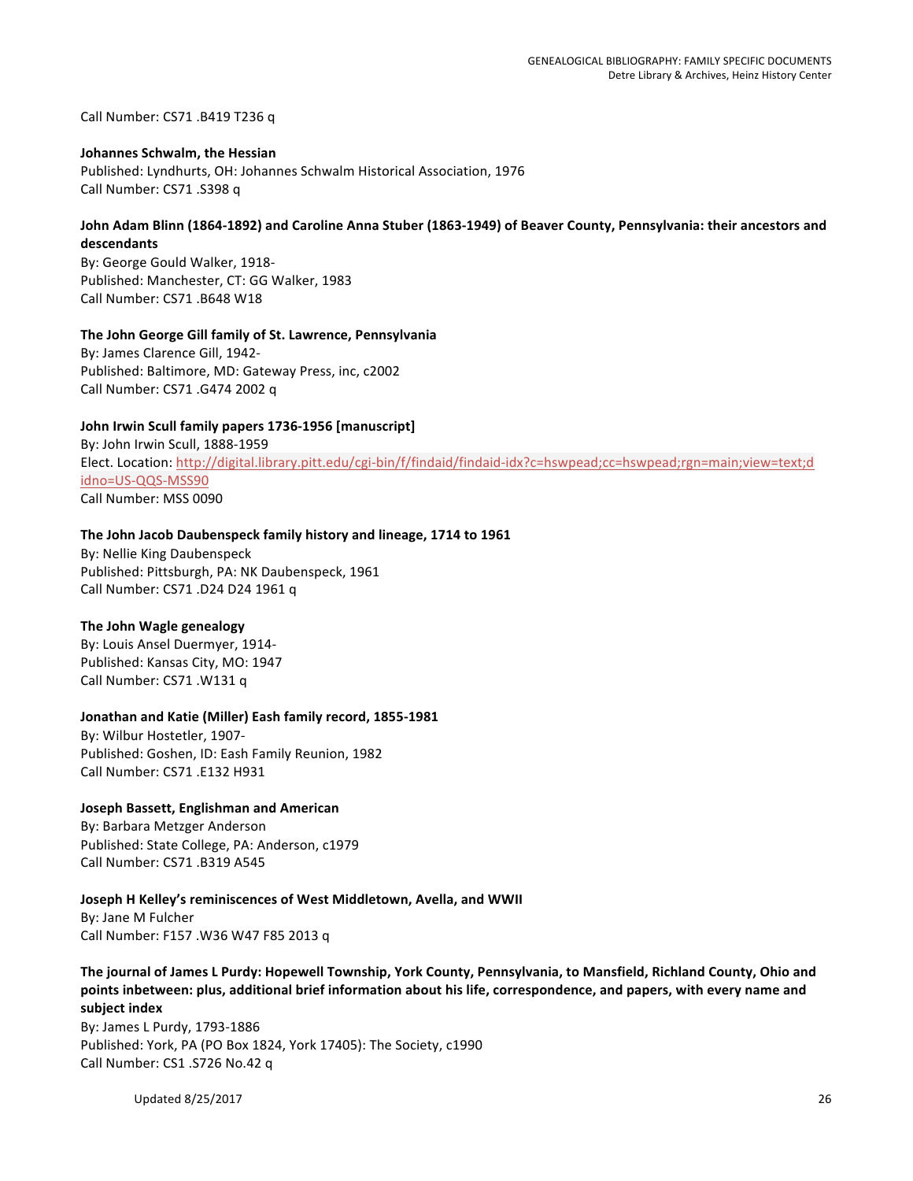Call Number: CS71 .B419 T236 q

**Johannes Schwalm, the Hessian**
Published: Lyndhurts, OH: Johannes Schwalm Historical Association, 1976
Call Number: CS71 .S398 q

**John Adam Blinn (1864-1892) and Caroline Anna Stuber (1863-1949) of Beaver County, Pennsylvania: their ancestors and descendants**
By: George Gould Walker, 1918-
Published: Manchester, CT: GG Walker, 1983
Call Number: CS71 .B648 W18

**The John George Gill family of St. Lawrence, Pennsylvania**
By: James Clarence Gill, 1942-
Published: Baltimore, MD: Gateway Press, inc, c2002
Call Number: CS71 .G474 2002 q

**John Irwin Scull family papers 1736-1956 [manuscript]**
By: John Irwin Scull, 1888-1959
Elect. Location: http://digital.library.pitt.edu/cgi-bin/f/findaid/findaid-idx?c=hswpead;cc=hswpead;rgn=main;view=text;didno=US-QQS-MSS90
Call Number: MSS 0090

**The John Jacob Daubenspeck family history and lineage, 1714 to 1961**
By: Nellie King Daubenspeck
Published: Pittsburgh, PA: NK Daubenspeck, 1961
Call Number: CS71 .D24 D24 1961 q

**The John Wagle genealogy**
By: Louis Ansel Duermyer, 1914-
Published: Kansas City, MO: 1947
Call Number: CS71 .W131 q

**Jonathan and Katie (Miller) Eash family record, 1855-1981**
By: Wilbur Hostetler, 1907-
Published: Goshen, ID: Eash Family Reunion, 1982
Call Number: CS71 .E132 H931

**Joseph Bassett, Englishman and American**
By: Barbara Metzger Anderson
Published: State College, PA: Anderson, c1979
Call Number: CS71 .B319 A545

**Joseph H Kelley's reminiscences of West Middletown, Avella, and WWII**
By: Jane M Fulcher
Call Number: F157 .W36 W47 F85 2013 q

**The journal of James L Purdy: Hopewell Township, York County, Pennsylvania, to Mansfield, Richland County, Ohio and points inbetween: plus, additional brief information about his life, correspondence, and papers, with every name and subject index**
By: James L Purdy, 1793-1886
Published: York, PA (PO Box 1824, York 17405): The Society, c1990
Call Number: CS1 .S726 No.42 q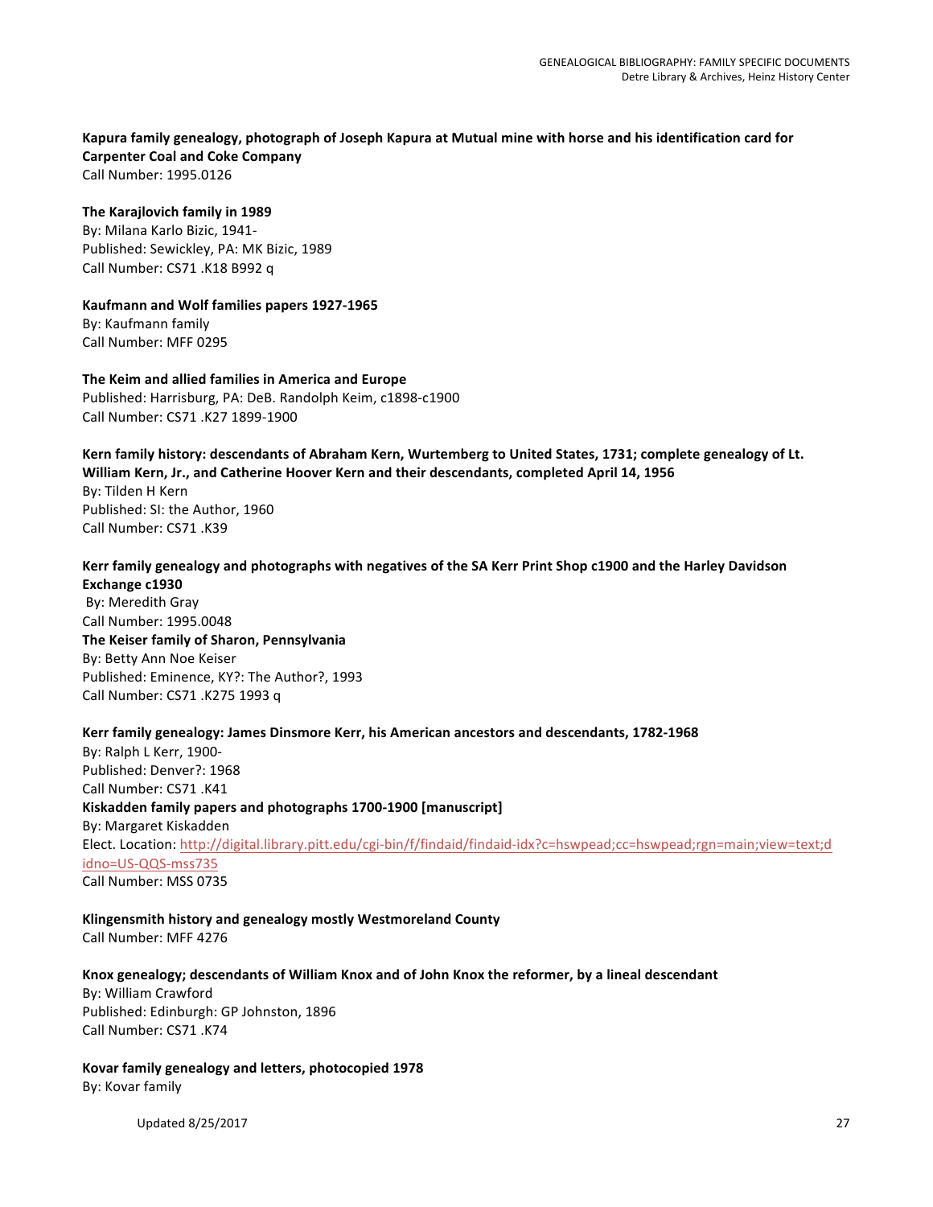**Kapura family genealogy, photograph of Joseph Kapura at Mutual mine with horse and his identification card for Carpenter Coal and Coke Company**
Call Number: 1995.0126

**The Karajlovich family in 1989**
By: Milana Karlo Bizic, 1941-
Published: Sewickley, PA: MK Bizic, 1989
Call Number: CS71 .K18 B992 q

**Kaufmann and Wolf families papers 1927-1965**
By: Kaufmann family
Call Number: MFF 0295

**The Keim and allied families in America and Europe**
Published: Harrisburg, PA: DeB. Randolph Keim, c1898-c1900
Call Number: CS71 .K27 1899-1900

**Kern family history: descendants of Abraham Kern, Wurtemberg to United States, 1731; complete genealogy of Lt. William Kern, Jr., and Catherine Hoover Kern and their descendants, completed April 14, 1956**
By: Tilden H Kern
Published: SI: the Author, 1960
Call Number: CS71 .K39

**Kerr family genealogy and photographs with negatives of the SA Kerr Print Shop c1900 and the Harley Davidson Exchange c1930**
By: Meredith Gray
Call Number: 1995.0048

**The Keiser family of Sharon, Pennsylvania**
By: Betty Ann Noe Keiser
Published: Eminence, KY?: The Author?, 1993
Call Number: CS71 .K275 1993 q

**Kerr family genealogy: James Dinsmore Kerr, his American ancestors and descendants, 1782-1968**
By: Ralph L Kerr, 1900-
Published: Denver?: 1968
Call Number: CS71 .K41

**Kiskadden family papers and photographs 1700-1900 [manuscript]**
By: Margaret Kiskadden
Elect. Location: http://digital.library.pitt.edu/cgi-bin/f/findaid/findaid-idx?c=hswpead;cc=hswpead;rgn=main;view=text;didno=US-QQS-mss735
Call Number: MSS 0735

**Klingensmith history and genealogy mostly Westmoreland County**
Call Number: MFF 4276

**Knox genealogy; descendants of William Knox and of John Knox the reformer, by a lineal descendant**
By: William Crawford
Published: Edinburgh: GP Johnston, 1896
Call Number: CS71 .K74

**Kovar family genealogy and letters, photocopied 1978**
By: Kovar family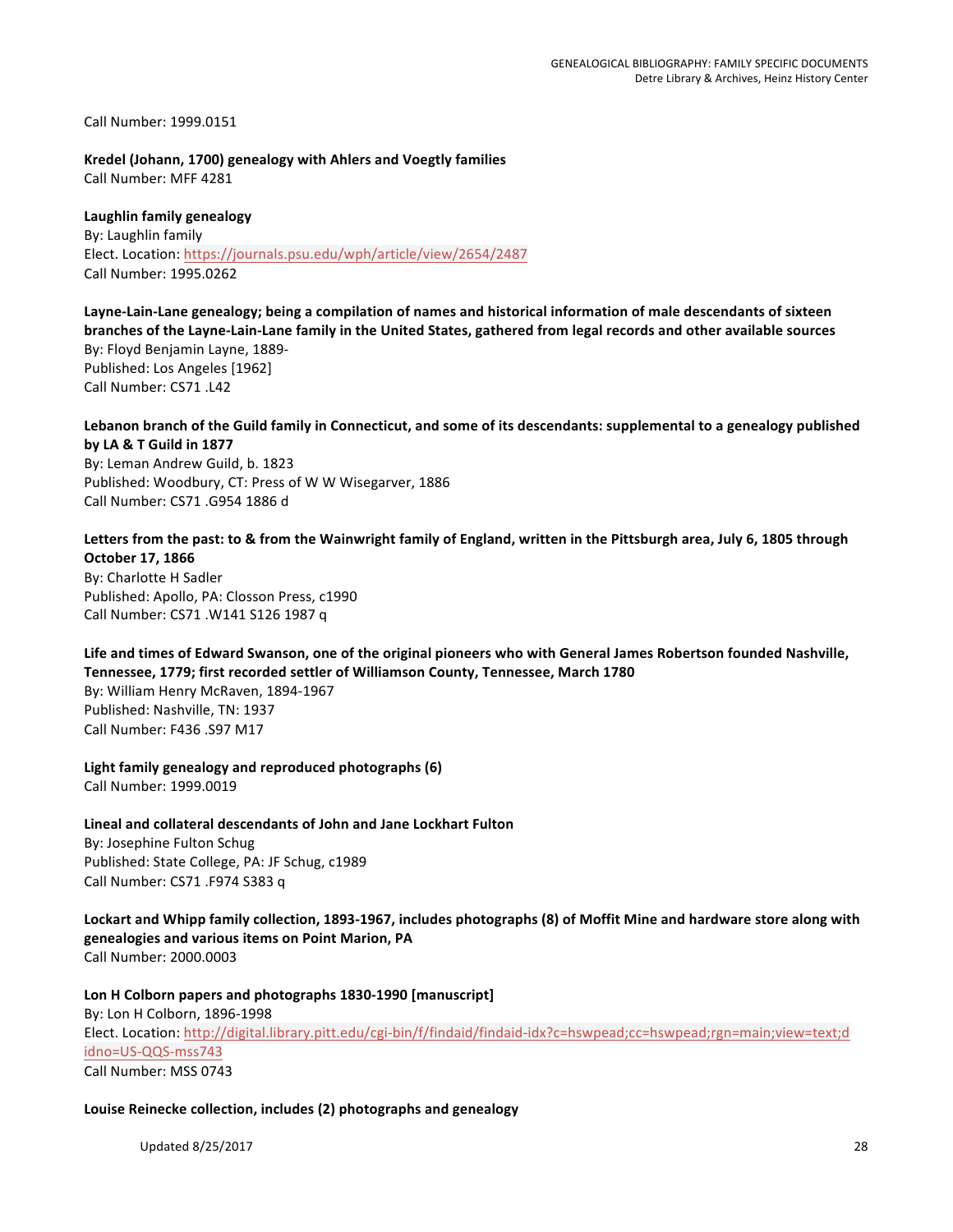Call Number: 1999.0151

**Kredel (Johann, 1700) genealogy with Ahlers and Voegtly families**
Call Number: MFF 4281

**Laughlin family genealogy**
By: Laughlin family
Elect. Location: https://journals.psu.edu/wph/article/view/2654/2487
Call Number: 1995.0262

**Layne-Lain-Lane genealogy; being a compilation of names and historical information of male descendants of sixteen branches of the Layne-Lain-Lane family in the United States, gathered from legal records and other available sources**
By: Floyd Benjamin Layne, 1889-
Published: Los Angeles [1962]
Call Number: CS71 .L42

**Lebanon branch of the Guild family in Connecticut, and some of its descendants: supplemental to a genealogy published by LA & T Guild in 1877**
By: Leman Andrew Guild, b. 1823
Published: Woodbury, CT: Press of W W Wisegarver, 1886
Call Number: CS71 .G954 1886 d

**Letters from the past: to & from the Wainwright family of England, written in the Pittsburgh area, July 6, 1805 through October 17, 1866**
By: Charlotte H Sadler
Published: Apollo, PA: Closson Press, c1990
Call Number: CS71 .W141 S126 1987 q

**Life and times of Edward Swanson, one of the original pioneers who with General James Robertson founded Nashville, Tennessee, 1779; first recorded settler of Williamson County, Tennessee, March 1780**
By: William Henry McRaven, 1894-1967
Published: Nashville, TN: 1937
Call Number: F436 .S97 M17

**Light family genealogy and reproduced photographs (6)**
Call Number: 1999.0019

**Lineal and collateral descendants of John and Jane Lockhart Fulton**
By: Josephine Fulton Schug
Published: State College, PA: JF Schug, c1989
Call Number: CS71 .F974 S383 q

**Lockart and Whipp family collection, 1893-1967, includes photographs (8) of Moffit Mine and hardware store along with genealogies and various items on Point Marion, PA**
Call Number: 2000.0003

**Lon H Colborn papers and photographs 1830-1990 [manuscript]**
By: Lon H Colborn, 1896-1998
Elect. Location: http://digital.library.pitt.edu/cgi-bin/f/findaid/findaid-idx?c=hswpead;cc=hswpead;rgn=main;view=text;didno=US-QQS-mss743
Call Number: MSS 0743

**Louise Reinecke collection, includes (2) photographs and genealogy**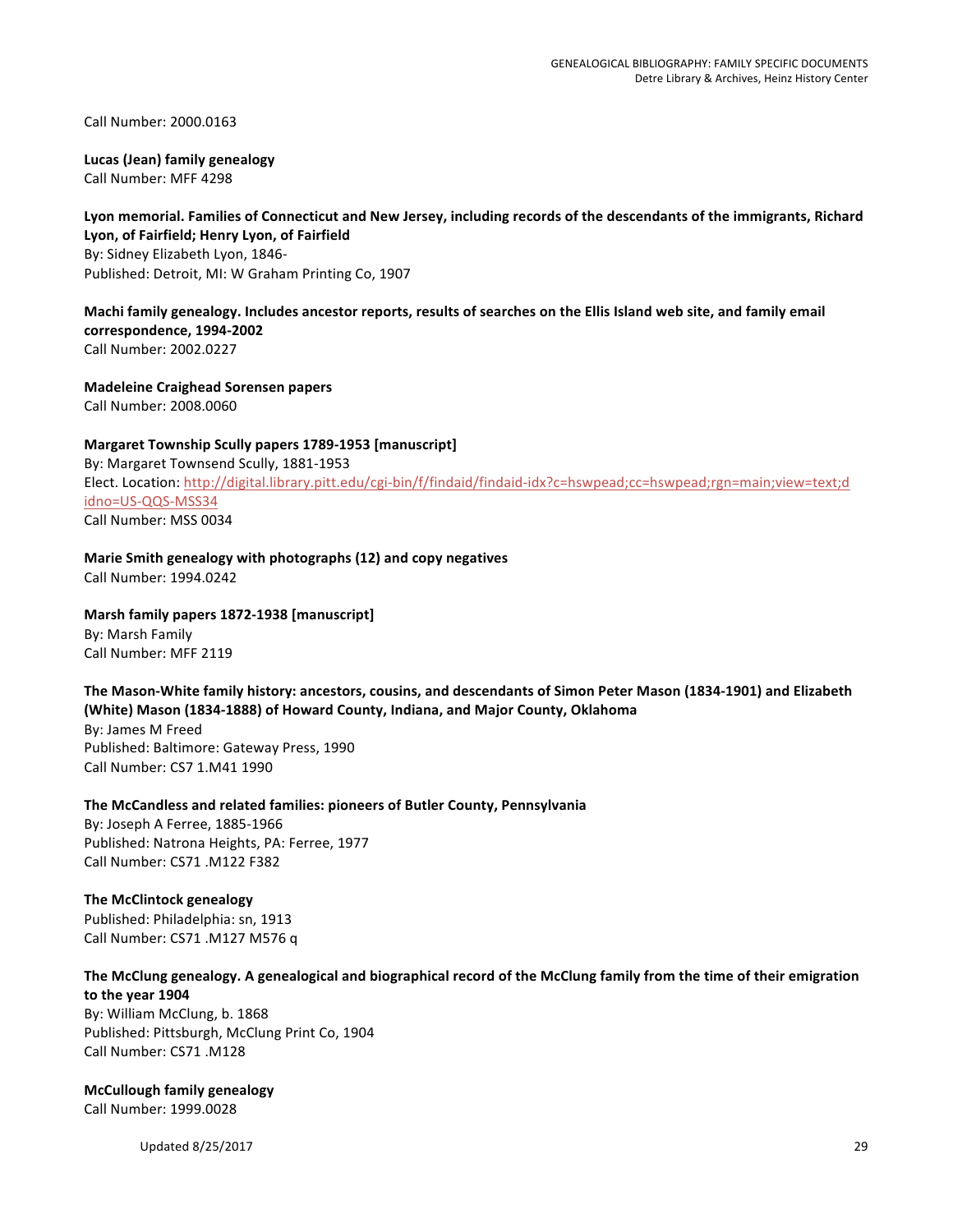Call Number: 2000.0163

**Lucas (Jean) family genealogy**
Call Number: MFF 4298

**Lyon memorial. Families of Connecticut and New Jersey, including records of the descendants of the immigrants, Richard Lyon, of Fairfield; Henry Lyon, of Fairfield**
By: Sidney Elizabeth Lyon, 1846-
Published: Detroit, MI: W Graham Printing Co, 1907

**Machi family genealogy. Includes ancestor reports, results of searches on the Ellis Island web site, and family email correspondence, 1994-2002**
Call Number: 2002.0227

**Madeleine Craighead Sorensen papers**
Call Number: 2008.0060

**Margaret Township Scully papers 1789-1953 [manuscript]**
By: Margaret Townsend Scully, 1881-1953
Elect. Location: http://digital.library.pitt.edu/cgi-bin/f/findaid/findaid-idx?c=hswpead;cc=hswpead;rgn=main;view=text;didno=US-QQS-MSS34
Call Number: MSS 0034

**Marie Smith genealogy with photographs (12) and copy negatives**
Call Number: 1994.0242

**Marsh family papers 1872-1938 [manuscript]**
By: Marsh Family
Call Number: MFF 2119

**The Mason-White family history: ancestors, cousins, and descendants of Simon Peter Mason (1834-1901) and Elizabeth (White) Mason (1834-1888) of Howard County, Indiana, and Major County, Oklahoma**
By: James M Freed
Published: Baltimore: Gateway Press, 1990
Call Number: CS7 1.M41 1990

**The McCandless and related families: pioneers of Butler County, Pennsylvania**
By: Joseph A Ferree, 1885-1966
Published: Natrona Heights, PA: Ferree, 1977
Call Number: CS71 .M122 F382

**The McClintock genealogy**
Published: Philadelphia: sn, 1913
Call Number: CS71 .M127 M576 q

**The McClung genealogy. A genealogical and biographical record of the McClung family from the time of their emigration to the year 1904**
By: William McClung, b. 1868
Published: Pittsburgh, McClung Print Co, 1904
Call Number: CS71 .M128

**McCullough family genealogy**
Call Number: 1999.0028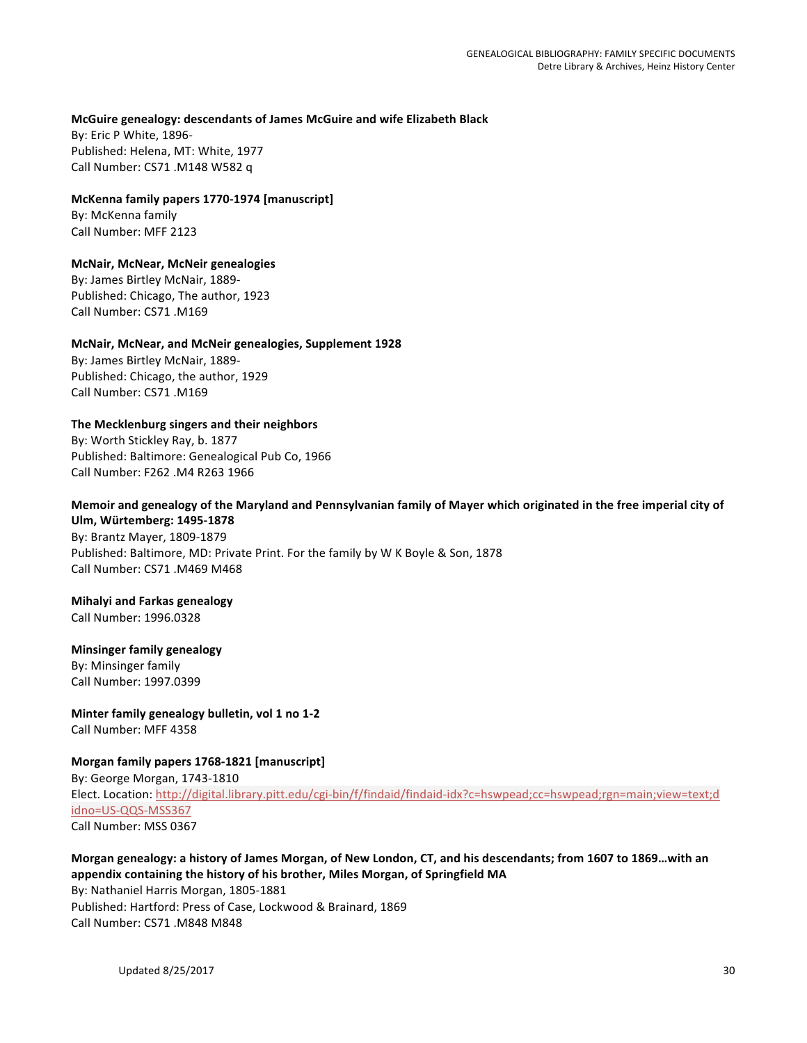**McGuire genealogy: descendants of James McGuire and wife Elizabeth Black**
By: Eric P White, 1896-
Published: Helena, MT: White, 1977
Call Number: CS71 .M148 W582 q

**McKenna family papers 1770-1974 [manuscript]**
By: McKenna family
Call Number: MFF 2123

**McNair, McNear, McNeir genealogies**
By: James Birtley McNair, 1889-
Published: Chicago, The author, 1923
Call Number: CS71 .M169

**McNair, McNear, and McNeir genealogies, Supplement 1928**
By: James Birtley McNair, 1889-
Published: Chicago, the author, 1929
Call Number: CS71 .M169

**The Mecklenburg singers and their neighbors**
By: Worth Stickley Ray, b. 1877
Published: Baltimore: Genealogical Pub Co, 1966
Call Number: F262 .M4 R263 1966

**Memoir and genealogy of the Maryland and Pennsylvanian family of Mayer which originated in the free imperial city of Ulm, Würtemberg: 1495-1878**
By: Brantz Mayer, 1809-1879
Published: Baltimore, MD: Private Print. For the family by W K Boyle & Son, 1878
Call Number: CS71 .M469 M468

**Mihalyi and Farkas genealogy**
Call Number: 1996.0328

**Minsinger family genealogy**
By: Minsinger family
Call Number: 1997.0399

**Minter family genealogy bulletin, vol 1 no 1-2**
Call Number: MFF 4358

**Morgan family papers 1768-1821 [manuscript]**
By: George Morgan, 1743-1810
Elect. Location: http://digital.library.pitt.edu/cgi-bin/f/findaid/findaid-idx?c=hswpead;cc=hswpead;rgn=main;view=text;didno=US-QQS-MSS367
Call Number: MSS 0367

**Morgan genealogy: a history of James Morgan, of New London, CT, and his descendants; from 1607 to 1869…with an appendix containing the history of his brother, Miles Morgan, of Springfield MA**
By: Nathaniel Harris Morgan, 1805-1881
Published: Hartford: Press of Case, Lockwood & Brainard, 1869
Call Number: CS71 .M848 M848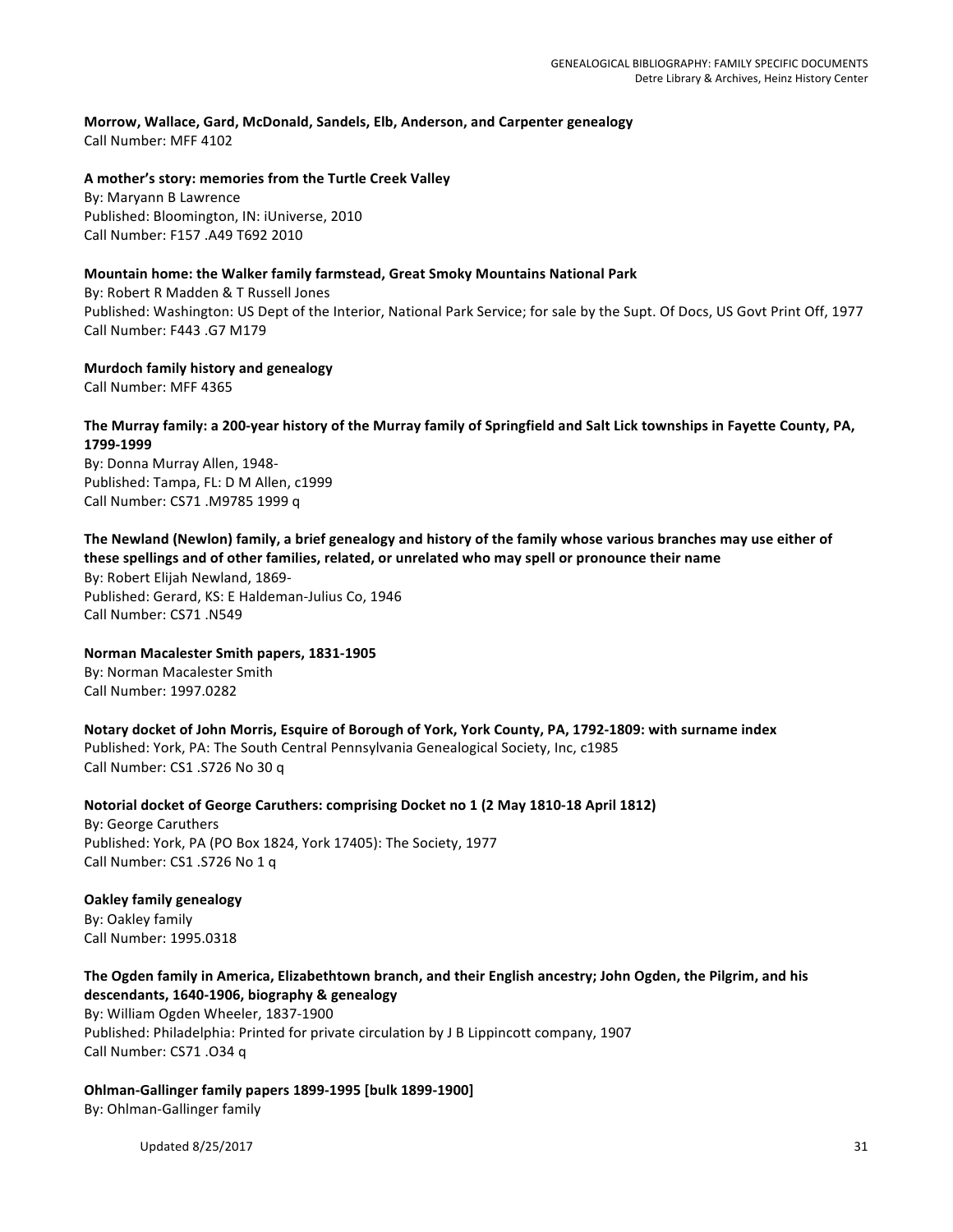**Morrow, Wallace, Gard, McDonald, Sandels, Elb, Anderson, and Carpenter genealogy**
Call Number: MFF 4102

**A mother's story: memories from the Turtle Creek Valley**
By: Maryann B Lawrence
Published: Bloomington, IN: iUniverse, 2010
Call Number: F157 .A49 T692 2010

**Mountain home: the Walker family farmstead, Great Smoky Mountains National Park**
By: Robert R Madden & T Russell Jones
Published: Washington: US Dept of the Interior, National Park Service; for sale by the Supt. Of Docs, US Govt Print Off, 1977
Call Number: F443 .G7 M179

**Murdoch family history and genealogy**
Call Number: MFF 4365

**The Murray family: a 200-year history of the Murray family of Springfield and Salt Lick townships in Fayette County, PA, 1799-1999**
By: Donna Murray Allen, 1948-
Published: Tampa, FL: D M Allen, c1999
Call Number: CS71 .M9785 1999 q

**The Newland (Newlon) family, a brief genealogy and history of the family whose various branches may use either of these spellings and of other families, related, or unrelated who may spell or pronounce their name**
By: Robert Elijah Newland, 1869-
Published: Gerard, KS: E Haldeman-Julius Co, 1946
Call Number: CS71 .N549

**Norman Macalester Smith papers, 1831-1905**
By: Norman Macalester Smith
Call Number: 1997.0282

**Notary docket of John Morris, Esquire of Borough of York, York County, PA, 1792-1809: with surname index**
Published: York, PA: The South Central Pennsylvania Genealogical Society, Inc, c1985
Call Number: CS1 .S726 No 30 q

**Notorial docket of George Caruthers: comprising Docket no 1 (2 May 1810-18 April 1812)**
By: George Caruthers
Published: York, PA (PO Box 1824, York 17405): The Society, 1977
Call Number: CS1 .S726 No 1 q

**Oakley family genealogy**
By: Oakley family
Call Number: 1995.0318

**The Ogden family in America, Elizabethtown branch, and their English ancestry; John Ogden, the Pilgrim, and his descendants, 1640-1906, biography & genealogy**
By: William Ogden Wheeler, 1837-1900
Published: Philadelphia: Printed for private circulation by J B Lippincott company, 1907
Call Number: CS71 .O34 q

**Ohlman-Gallinger family papers 1899-1995 [bulk 1899-1900]**
By: Ohlman-Gallinger family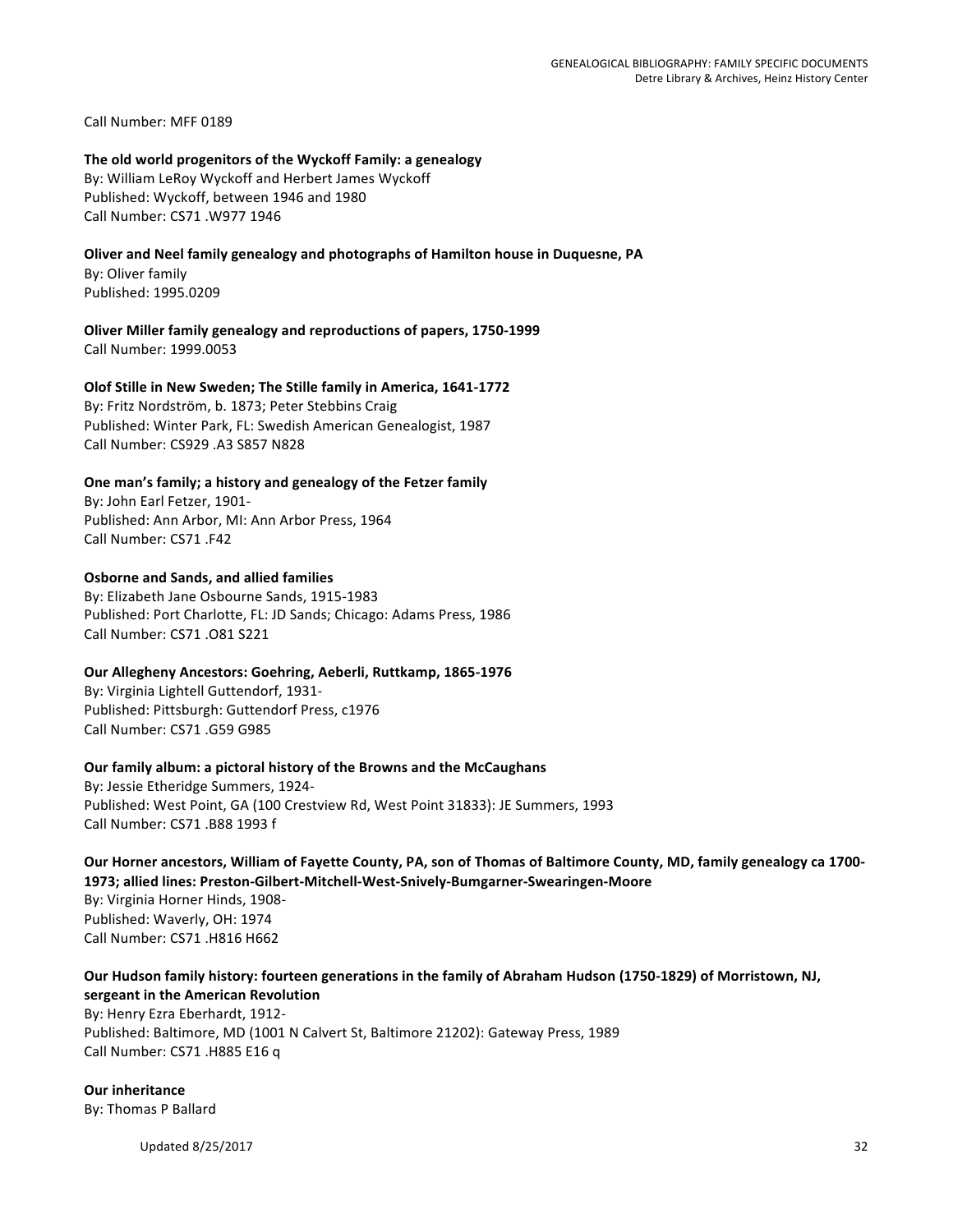Call Number: MFF 0189

**The old world progenitors of the Wyckoff Family: a genealogy**
By: William LeRoy Wyckoff and Herbert James Wyckoff
Published: Wyckoff, between 1946 and 1980
Call Number: CS71 .W977 1946

**Oliver and Neel family genealogy and photographs of Hamilton house in Duquesne, PA**
By: Oliver family
Published: 1995.0209

**Oliver Miller family genealogy and reproductions of papers, 1750-1999**
Call Number: 1999.0053

**Olof Stille in New Sweden; The Stille family in America, 1641-1772**
By: Fritz Nordström, b. 1873; Peter Stebbins Craig
Published: Winter Park, FL: Swedish American Genealogist, 1987
Call Number: CS929 .A3 S857 N828

**One man's family; a history and genealogy of the Fetzer family**
By: John Earl Fetzer, 1901-
Published: Ann Arbor, MI: Ann Arbor Press, 1964
Call Number: CS71 .F42

**Osborne and Sands, and allied families**
By: Elizabeth Jane Osbourne Sands, 1915-1983
Published: Port Charlotte, FL: JD Sands; Chicago: Adams Press, 1986
Call Number: CS71 .O81 S221

**Our Allegheny Ancestors: Goehring, Aeberli, Ruttkamp, 1865-1976**
By: Virginia Lightell Guttendorf, 1931-
Published: Pittsburgh: Guttendorf Press, c1976
Call Number: CS71 .G59 G985

**Our family album: a pictoral history of the Browns and the McCaughans**
By: Jessie Etheridge Summers, 1924-
Published: West Point, GA (100 Crestview Rd, West Point 31833): JE Summers, 1993
Call Number: CS71 .B88 1993 f

**Our Horner ancestors, William of Fayette County, PA, son of Thomas of Baltimore County, MD, family genealogy ca 1700-1973; allied lines: Preston-Gilbert-Mitchell-West-Snively-Bumgarner-Swearingen-Moore**
By: Virginia Horner Hinds, 1908-
Published: Waverly, OH: 1974
Call Number: CS71 .H816 H662

**Our Hudson family history: fourteen generations in the family of Abraham Hudson (1750-1829) of Morristown, NJ, sergeant in the American Revolution**
By: Henry Ezra Eberhardt, 1912-
Published: Baltimore, MD (1001 N Calvert St, Baltimore 21202): Gateway Press, 1989
Call Number: CS71 .H885 E16 q

**Our inheritance**
By: Thomas P Ballard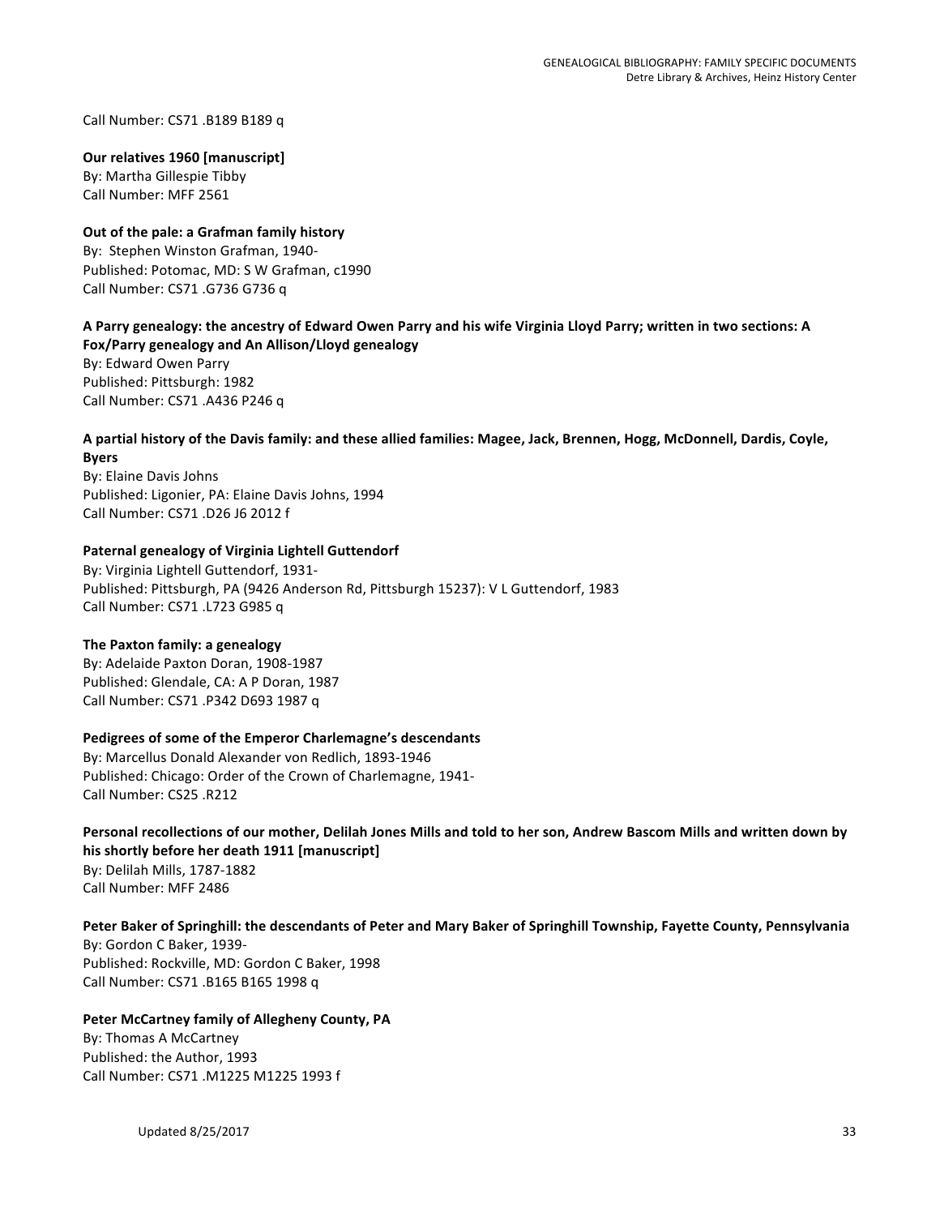Call Number: CS71 .B189 B189 q

**Our relatives 1960 [manuscript]**
By: Martha Gillespie Tibby
Call Number: MFF 2561

**Out of the pale: a Grafman family history**
By: Stephen Winston Grafman, 1940-
Published: Potomac, MD: S W Grafman, c1990
Call Number: CS71 .G736 G736 q

**A Parry genealogy: the ancestry of Edward Owen Parry and his wife Virginia Lloyd Parry; written in two sections: A Fox/Parry genealogy and An Allison/Lloyd genealogy**
By: Edward Owen Parry
Published: Pittsburgh: 1982
Call Number: CS71 .A436 P246 q

**A partial history of the Davis family: and these allied families: Magee, Jack, Brennen, Hogg, McDonnell, Dardis, Coyle, Byers**
By: Elaine Davis Johns
Published: Ligonier, PA: Elaine Davis Johns, 1994
Call Number: CS71 .D26 J6 2012 f

**Paternal genealogy of Virginia Lightell Guttendorf**
By: Virginia Lightell Guttendorf, 1931-
Published: Pittsburgh, PA (9426 Anderson Rd, Pittsburgh 15237): V L Guttendorf, 1983
Call Number: CS71 .L723 G985 q

**The Paxton family: a genealogy**
By: Adelaide Paxton Doran, 1908-1987
Published: Glendale, CA: A P Doran, 1987
Call Number: CS71 .P342 D693 1987 q

**Pedigrees of some of the Emperor Charlemagne's descendants**
By: Marcellus Donald Alexander von Redlich, 1893-1946
Published: Chicago: Order of the Crown of Charlemagne, 1941-
Call Number: CS25 .R212

**Personal recollections of our mother, Delilah Jones Mills and told to her son, Andrew Bascom Mills and written down by his shortly before her death 1911 [manuscript]**
By: Delilah Mills, 1787-1882
Call Number: MFF 2486

**Peter Baker of Springhill: the descendants of Peter and Mary Baker of Springhill Township, Fayette County, Pennsylvania**
By: Gordon C Baker, 1939-
Published: Rockville, MD: Gordon C Baker, 1998
Call Number: CS71 .B165 B165 1998 q

**Peter McCartney family of Allegheny County, PA**
By: Thomas A McCartney
Published: the Author, 1993
Call Number: CS71 .M1225 M1225 1993 f

Updated 8/25/2017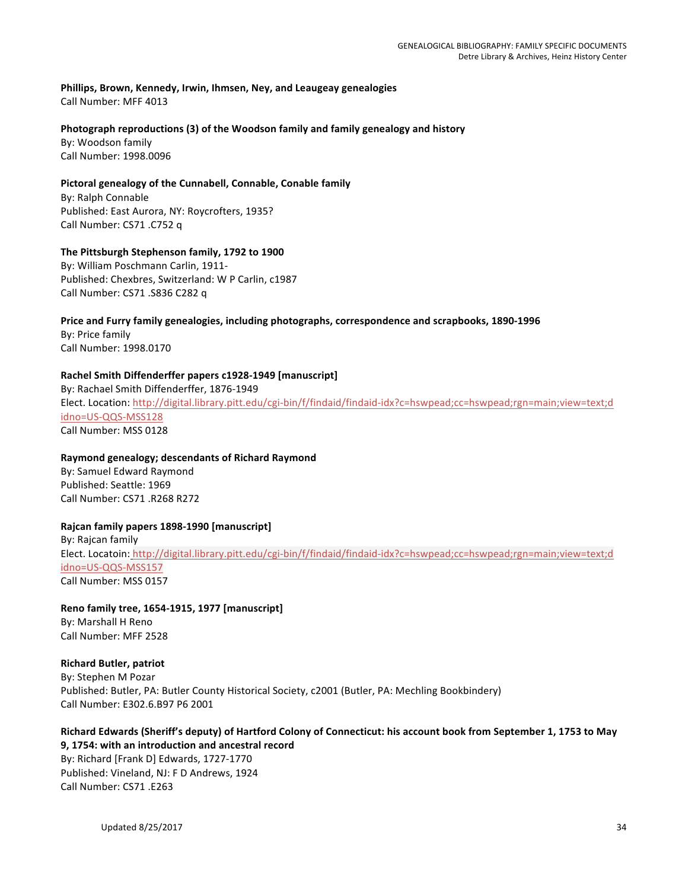**Phillips, Brown, Kennedy, Irwin, Ihmsen, Ney, and Leaugeay genealogies**
Call Number: MFF 4013

**Photograph reproductions (3) of the Woodson family and family genealogy and history**
By: Woodson family
Call Number: 1998.0096

**Pictoral genealogy of the Cunnabell, Connable, Conable family**
By: Ralph Connable
Published: East Aurora, NY: Roycrofters, 1935?
Call Number: CS71 .C752 q

**The Pittsburgh Stephenson family, 1792 to 1900**
By: William Poschmann Carlin, 1911-
Published: Chexbres, Switzerland: W P Carlin, c1987
Call Number: CS71 .S836 C282 q

**Price and Furry family genealogies, including photographs, correspondence and scrapbooks, 1890-1996**
By: Price family
Call Number: 1998.0170

**Rachel Smith Diffenderffer papers c1928-1949 [manuscript]**
By: Rachael Smith Diffenderffer, 1876-1949
Elect. Location: http://digital.library.pitt.edu/cgi-bin/f/findaid/findaid-idx?c=hswpead;cc=hswpead;rgn=main;view=text;didno=US-QQS-MSS128
Call Number: MSS 0128

**Raymond genealogy; descendants of Richard Raymond**
By: Samuel Edward Raymond
Published: Seattle: 1969
Call Number: CS71 .R268 R272

**Rajcan family papers 1898-1990 [manuscript]**
By: Rajcan family
Elect. Locatoin: http://digital.library.pitt.edu/cgi-bin/f/findaid/findaid-idx?c=hswpead;cc=hswpead;rgn=main;view=text;didno=US-QQS-MSS157
Call Number: MSS 0157

**Reno family tree, 1654-1915, 1977 [manuscript]**
By: Marshall H Reno
Call Number: MFF 2528

**Richard Butler, patriot**
By: Stephen M Pozar
Published: Butler, PA: Butler County Historical Society, c2001 (Butler, PA: Mechling Bookbindery)
Call Number: E302.6.B97 P6 2001

**Richard Edwards (Sheriff's deputy) of Hartford Colony of Connecticut: his account book from September 1, 1753 to May 9, 1754: with an introduction and ancestral record**
By: Richard [Frank D] Edwards, 1727-1770
Published: Vineland, NJ: F D Andrews, 1924
Call Number: CS71 .E263

Updated 8/25/2017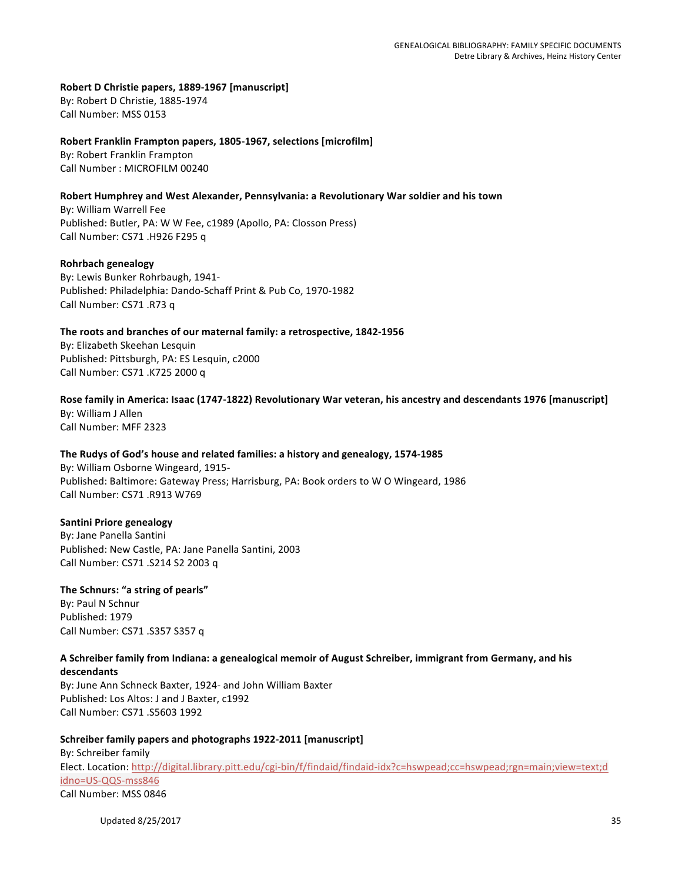**Robert D Christie papers, 1889-1967 [manuscript]**
By: Robert D Christie, 1885-1974
Call Number: MSS 0153

**Robert Franklin Frampton papers, 1805-1967, selections [microfilm]**
By: Robert Franklin Frampton
Call Number : MICROFILM 00240

**Robert Humphrey and West Alexander, Pennsylvania: a Revolutionary War soldier and his town**
By: William Warrell Fee
Published: Butler, PA: W W Fee, c1989 (Apollo, PA: Closson Press)
Call Number: CS71 .H926 F295 q

**Rohrbach genealogy**
By: Lewis Bunker Rohrbaugh, 1941-
Published: Philadelphia: Dando-Schaff Print & Pub Co, 1970-1982
Call Number: CS71 .R73 q

**The roots and branches of our maternal family: a retrospective, 1842-1956**
By: Elizabeth Skeehan Lesquin
Published: Pittsburgh, PA: ES Lesquin, c2000
Call Number: CS71 .K725 2000 q

**Rose family in America: Isaac (1747-1822) Revolutionary War veteran, his ancestry and descendants 1976 [manuscript]**
By: William J Allen
Call Number: MFF 2323

**The Rudys of God's house and related families: a history and genealogy, 1574-1985**
By: William Osborne Wingeard, 1915-
Published: Baltimore: Gateway Press; Harrisburg, PA: Book orders to W O Wingeard, 1986
Call Number: CS71 .R913 W769

**Santini Priore genealogy**
By: Jane Panella Santini
Published: New Castle, PA: Jane Panella Santini, 2003
Call Number: CS71 .S214 S2 2003 q

**The Schnurs: "a string of pearls"**
By: Paul N Schnur
Published: 1979
Call Number: CS71 .S357 S357 q

**A Schreiber family from Indiana: a genealogical memoir of August Schreiber, immigrant from Germany, and his descendants**
By: June Ann Schneck Baxter, 1924- and John William Baxter
Published: Los Altos: J and J Baxter, c1992
Call Number: CS71 .S5603 1992

**Schreiber family papers and photographs 1922-2011 [manuscript]**
By: Schreiber family
Elect. Location: http://digital.library.pitt.edu/cgi-bin/f/findaid/findaid-idx?c=hswpead;cc=hswpead;rgn=main;view=text;didno=US-QQS-mss846
Call Number: MSS 0846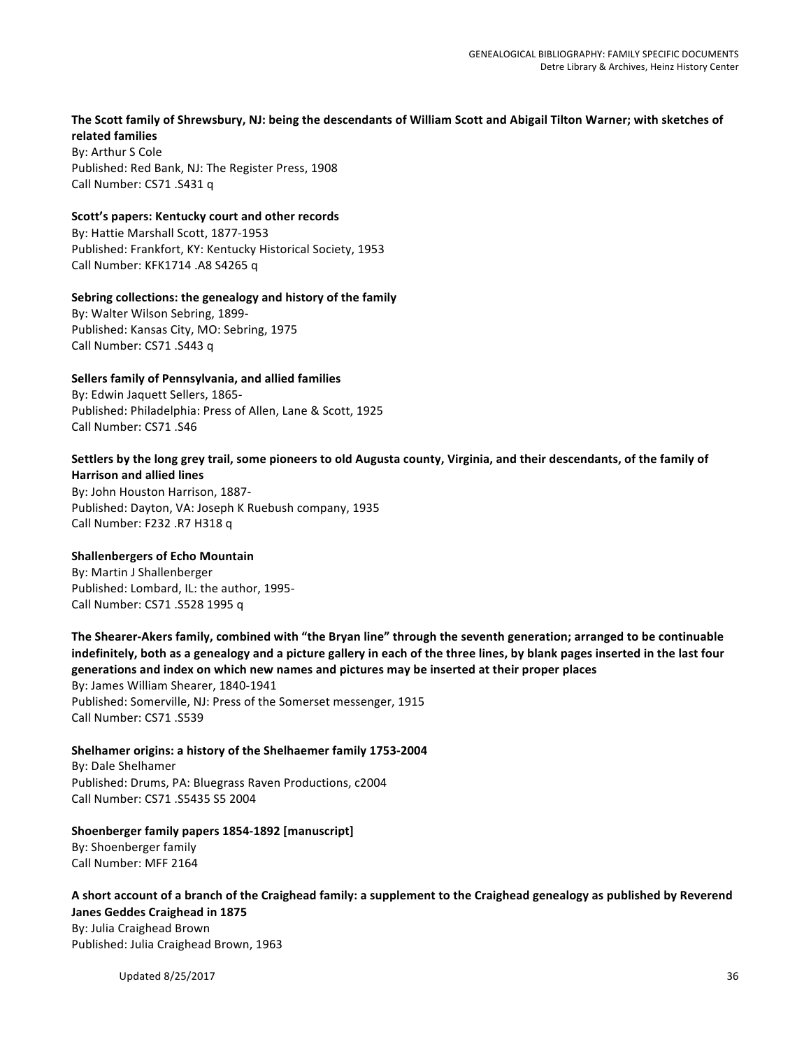**The Scott family of Shrewsbury, NJ: being the descendants of William Scott and Abigail Tilton Warner; with sketches of related families**
By: Arthur S Cole
Published: Red Bank, NJ: The Register Press, 1908
Call Number: CS71 .S431 q

**Scott's papers: Kentucky court and other records**
By: Hattie Marshall Scott, 1877-1953
Published: Frankfort, KY: Kentucky Historical Society, 1953
Call Number: KFK1714 .A8 S4265 q

**Sebring collections: the genealogy and history of the family**
By: Walter Wilson Sebring, 1899-
Published: Kansas City, MO: Sebring, 1975
Call Number: CS71 .S443 q

**Sellers family of Pennsylvania, and allied families**
By: Edwin Jaquett Sellers, 1865-
Published: Philadelphia: Press of Allen, Lane & Scott, 1925
Call Number: CS71 .S46

**Settlers by the long grey trail, some pioneers to old Augusta county, Virginia, and their descendants, of the family of Harrison and allied lines**
By: John Houston Harrison, 1887-
Published: Dayton, VA: Joseph K Ruebush company, 1935
Call Number: F232 .R7 H318 q

**Shallenbergers of Echo Mountain**
By: Martin J Shallenberger
Published: Lombard, IL: the author, 1995-
Call Number: CS71 .S528 1995 q

**The Shearer-Akers family, combined with "the Bryan line" through the seventh generation; arranged to be continuable indefinitely, both as a genealogy and a picture gallery in each of the three lines, by blank pages inserted in the last four generations and index on which new names and pictures may be inserted at their proper places**
By: James William Shearer, 1840-1941
Published: Somerville, NJ: Press of the Somerset messenger, 1915
Call Number: CS71 .S539

**Shelhamer origins: a history of the Shelhaemer family 1753-2004**
By: Dale Shelhamer
Published: Drums, PA: Bluegrass Raven Productions, c2004
Call Number: CS71 .S5435 S5 2004

**Shoenberger family papers 1854-1892 [manuscript]**
By: Shoenberger family
Call Number: MFF 2164

**A short account of a branch of the Craighead family: a supplement to the Craighead genealogy as published by Reverend Janes Geddes Craighead in 1875**
By: Julia Craighead Brown
Published: Julia Craighead Brown, 1963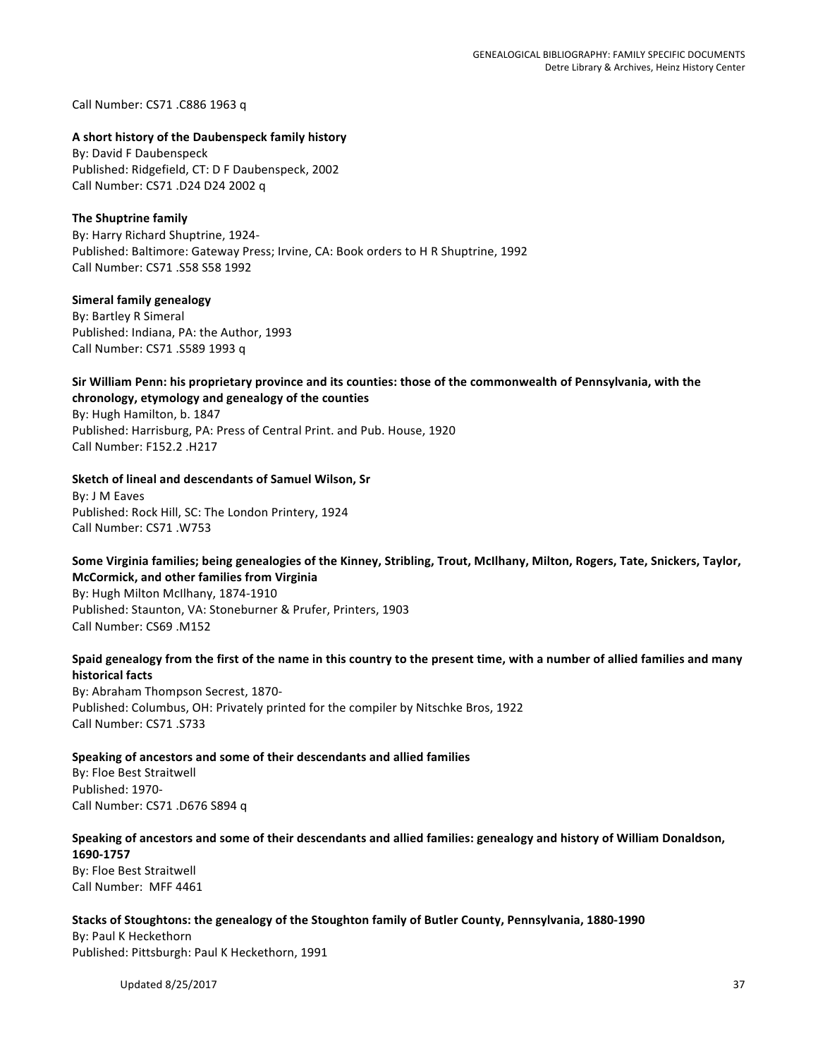Call Number: CS71 .C886 1963 q

**A short history of the Daubenspeck family history**
By: David F Daubenspeck
Published: Ridgefield, CT: D F Daubenspeck, 2002
Call Number: CS71 .D24 D24 2002 q

**The Shuptrine family**
By: Harry Richard Shuptrine, 1924-
Published: Baltimore: Gateway Press; Irvine, CA: Book orders to H R Shuptrine, 1992
Call Number: CS71 .S58 S58 1992

**Simeral family genealogy**
By: Bartley R Simeral
Published: Indiana, PA: the Author, 1993
Call Number: CS71 .S589 1993 q

**Sir William Penn: his proprietary province and its counties: those of the commonwealth of Pennsylvania, with the chronology, etymology and genealogy of the counties**
By: Hugh Hamilton, b. 1847
Published: Harrisburg, PA: Press of Central Print. and Pub. House, 1920
Call Number: F152.2 .H217

**Sketch of lineal and descendants of Samuel Wilson, Sr**
By: J M Eaves
Published: Rock Hill, SC: The London Printery, 1924
Call Number: CS71 .W753

**Some Virginia families; being genealogies of the Kinney, Stribling, Trout, McIlhany, Milton, Rogers, Tate, Snickers, Taylor, McCormick, and other families from Virginia**
By: Hugh Milton McIlhany, 1874-1910
Published: Staunton, VA: Stoneburner & Prufer, Printers, 1903
Call Number: CS69 .M152

**Spaid genealogy from the first of the name in this country to the present time, with a number of allied families and many historical facts**
By: Abraham Thompson Secrest, 1870-
Published: Columbus, OH: Privately printed for the compiler by Nitschke Bros, 1922
Call Number: CS71 .S733

**Speaking of ancestors and some of their descendants and allied families**
By: Floe Best Straitwell
Published: 1970-
Call Number: CS71 .D676 S894 q

**Speaking of ancestors and some of their descendants and allied families: genealogy and history of William Donaldson, 1690-1757**
By: Floe Best Straitwell
Call Number: MFF 4461

**Stacks of Stoughtons: the genealogy of the Stoughton family of Butler County, Pennsylvania, 1880-1990**
By: Paul K Heckethorn
Published: Pittsburgh: Paul K Heckethorn, 1991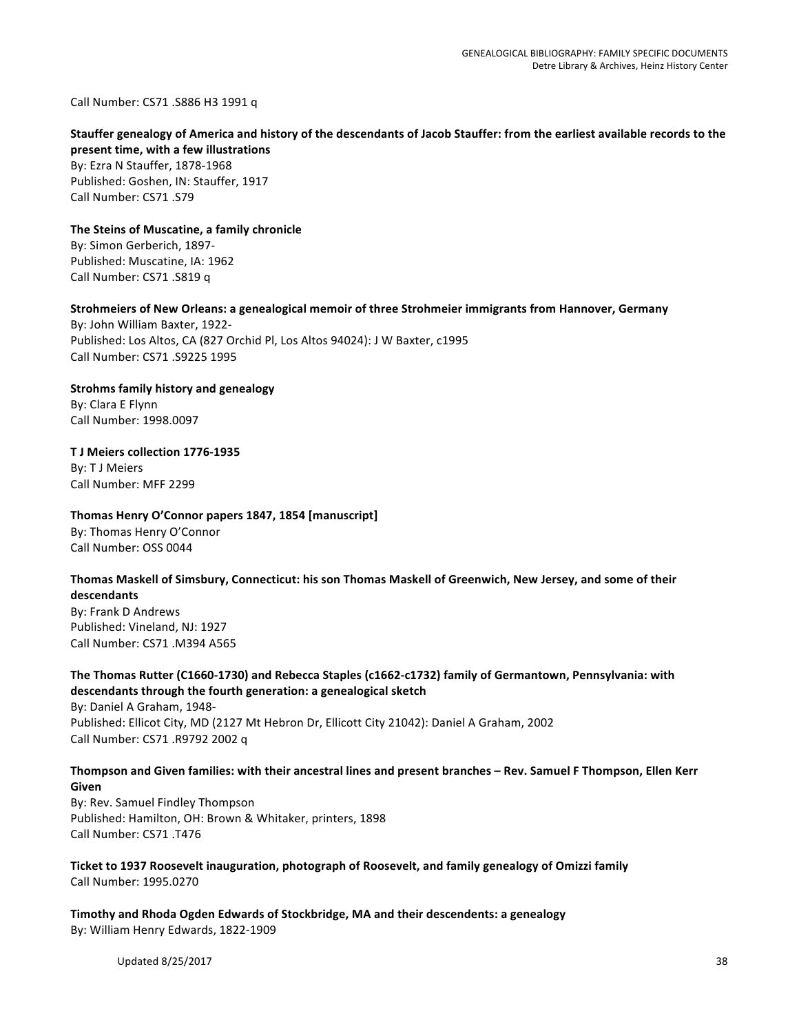Call Number: CS71 .S886 H3 1991 q

**Stauffer genealogy of America and history of the descendants of Jacob Stauffer: from the earliest available records to the present time, with a few illustrations**
By: Ezra N Stauffer, 1878-1968
Published: Goshen, IN: Stauffer, 1917
Call Number: CS71 .S79

**The Steins of Muscatine, a family chronicle**
By: Simon Gerberich, 1897-
Published: Muscatine, IA: 1962
Call Number: CS71 .S819 q

**Strohmeiers of New Orleans: a genealogical memoir of three Strohmeier immigrants from Hannover, Germany**
By: John William Baxter, 1922-
Published: Los Altos, CA (827 Orchid Pl, Los Altos 94024): J W Baxter, c1995
Call Number: CS71 .S9225 1995

**Strohms family history and genealogy**
By: Clara E Flynn
Call Number: 1998.0097

**T J Meiers collection 1776-1935**
By: T J Meiers
Call Number: MFF 2299

**Thomas Henry O'Connor papers 1847, 1854 [manuscript]**
By: Thomas Henry O'Connor
Call Number: OSS 0044

**Thomas Maskell of Simsbury, Connecticut: his son Thomas Maskell of Greenwich, New Jersey, and some of their descendants**
By: Frank D Andrews
Published: Vineland, NJ: 1927
Call Number: CS71 .M394 A565

**The Thomas Rutter (C1660-1730) and Rebecca Staples (c1662-c1732) family of Germantown, Pennsylvania: with descendants through the fourth generation: a genealogical sketch**
By: Daniel A Graham, 1948-
Published: Ellicot City, MD (2127 Mt Hebron Dr, Ellicott City 21042): Daniel A Graham, 2002
Call Number: CS71 .R9792 2002 q

**Thompson and Given families: with their ancestral lines and present branches – Rev. Samuel F Thompson, Ellen Kerr Given**
By: Rev. Samuel Findley Thompson
Published: Hamilton, OH: Brown & Whitaker, printers, 1898
Call Number: CS71 .T476

**Ticket to 1937 Roosevelt inauguration, photograph of Roosevelt, and family genealogy of Omizzi family**
Call Number: 1995.0270

**Timothy and Rhoda Ogden Edwards of Stockbridge, MA and their descendents: a genealogy**
By: William Henry Edwards, 1822-1909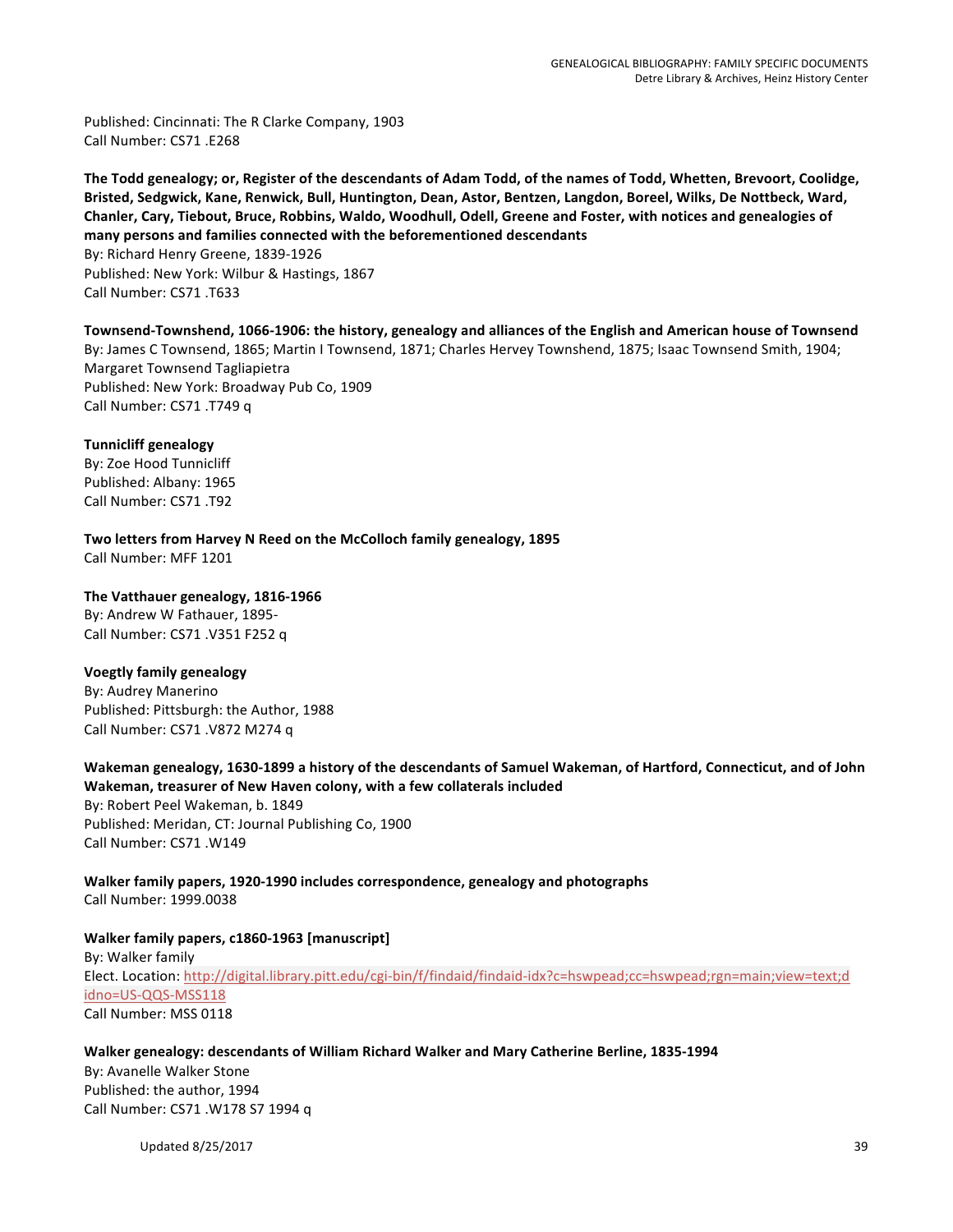Published: Cincinnati: The R Clarke Company, 1903
Call Number: CS71 .E268

**The Todd genealogy; or, Register of the descendants of Adam Todd, of the names of Todd, Whetten, Brevoort, Coolidge, Bristed, Sedgwick, Kane, Renwick, Bull, Huntington, Dean, Astor, Bentzen, Langdon, Boreel, Wilks, De Nottbeck, Ward, Chanler, Cary, Tiebout, Bruce, Robbins, Waldo, Woodhull, Odell, Greene and Foster, with notices and genealogies of many persons and families connected with the beforementioned descendants**
By: Richard Henry Greene, 1839-1926
Published: New York: Wilbur & Hastings, 1867
Call Number: CS71 .T633

**Townsend-Townshend, 1066-1906: the history, genealogy and alliances of the English and American house of Townsend**
By: James C Townsend, 1865; Martin I Townsend, 1871; Charles Hervey Townshend, 1875; Isaac Townsend Smith, 1904; Margaret Townsend Tagliapietra
Published: New York: Broadway Pub Co, 1909
Call Number: CS71 .T749 q

**Tunnicliff genealogy**
By: Zoe Hood Tunnicliff
Published: Albany: 1965
Call Number: CS71 .T92

**Two letters from Harvey N Reed on the McColloch family genealogy, 1895**
Call Number: MFF 1201

**The Vatthauer genealogy, 1816-1966**
By: Andrew W Fathauer, 1895-
Call Number: CS71 .V351 F252 q

**Voegtly family genealogy**
By: Audrey Manerino
Published: Pittsburgh: the Author, 1988
Call Number: CS71 .V872 M274 q

**Wakeman genealogy, 1630-1899 a history of the descendants of Samuel Wakeman, of Hartford, Connecticut, and of John Wakeman, treasurer of New Haven colony, with a few collaterals included**
By: Robert Peel Wakeman, b. 1849
Published: Meridan, CT: Journal Publishing Co, 1900
Call Number: CS71 .W149

**Walker family papers, 1920-1990 includes correspondence, genealogy and photographs**
Call Number: 1999.0038

**Walker family papers, c1860-1963 [manuscript]**
By: Walker family
Elect. Location: http://digital.library.pitt.edu/cgi-bin/f/findaid/findaid-idx?c=hswpead;cc=hswpead;rgn=main;view=text;idno=US-QQS-MSS118
Call Number: MSS 0118

**Walker genealogy: descendants of William Richard Walker and Mary Catherine Berline, 1835-1994**
By: Avanelle Walker Stone
Published: the author, 1994
Call Number: CS71 .W178 S7 1994 q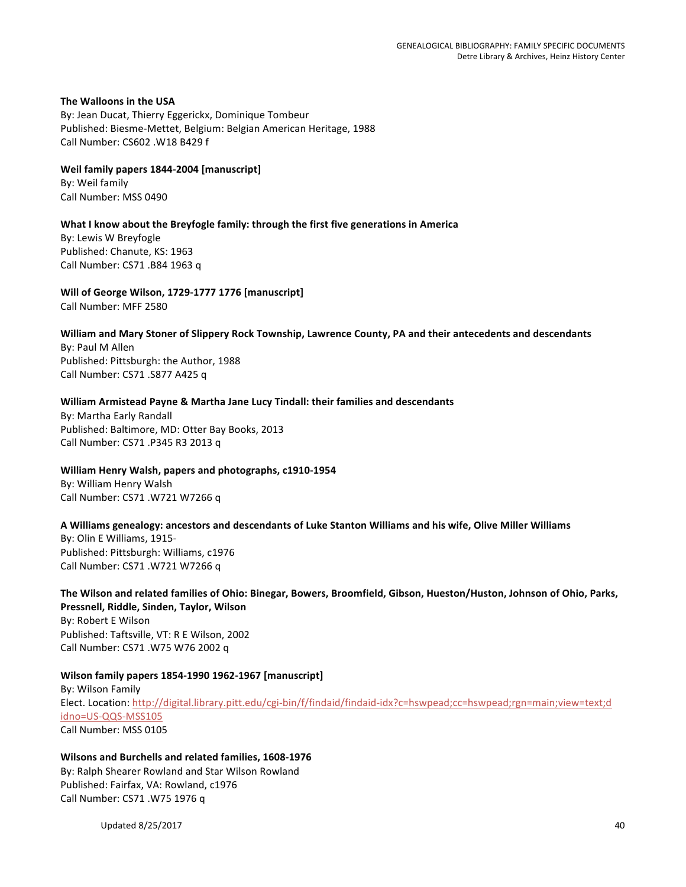**The Walloons in the USA**
By: Jean Ducat, Thierry Eggerickx, Dominique Tombeur
Published: Biesme-Mettet, Belgium: Belgian American Heritage, 1988
Call Number: CS602 .W18 B429 f

**Weil family papers 1844-2004 [manuscript]**
By: Weil family
Call Number: MSS 0490

**What I know about the Breyfogle family: through the first five generations in America**
By: Lewis W Breyfogle
Published: Chanute, KS: 1963
Call Number: CS71 .B84 1963 q

**Will of George Wilson, 1729-1777 1776 [manuscript]**
Call Number: MFF 2580

**William and Mary Stoner of Slippery Rock Township, Lawrence County, PA and their antecedents and descendants**
By: Paul M Allen
Published: Pittsburgh: the Author, 1988
Call Number: CS71 .S877 A425 q

**William Armistead Payne & Martha Jane Lucy Tindall: their families and descendants**
By: Martha Early Randall
Published: Baltimore, MD: Otter Bay Books, 2013
Call Number: CS71 .P345 R3 2013 q

**William Henry Walsh, papers and photographs, c1910-1954**
By: William Henry Walsh
Call Number: CS71 .W721 W7266 q

**A Williams genealogy: ancestors and descendants of Luke Stanton Williams and his wife, Olive Miller Williams**
By: Olin E Williams, 1915-
Published: Pittsburgh: Williams, c1976
Call Number: CS71 .W721 W7266 q

**The Wilson and related families of Ohio: Binegar, Bowers, Broomfield, Gibson, Hueston/Huston, Johnson of Ohio, Parks, Pressnell, Riddle, Sinden, Taylor, Wilson**
By: Robert E Wilson
Published: Taftsville, VT: R E Wilson, 2002
Call Number: CS71 .W75 W76 2002 q

**Wilson family papers 1854-1990 1962-1967 [manuscript]**
By: Wilson Family
Elect. Location: http://digital.library.pitt.edu/cgi-bin/f/findaid/findaid-idx?c=hswpead;cc=hswpead;rgn=main;view=text;didno=US-QQS-MSS105
Call Number: MSS 0105

**Wilsons and Burchells and related families, 1608-1976**
By: Ralph Shearer Rowland and Star Wilson Rowland
Published: Fairfax, VA: Rowland, c1976
Call Number: CS71 .W75 1976 q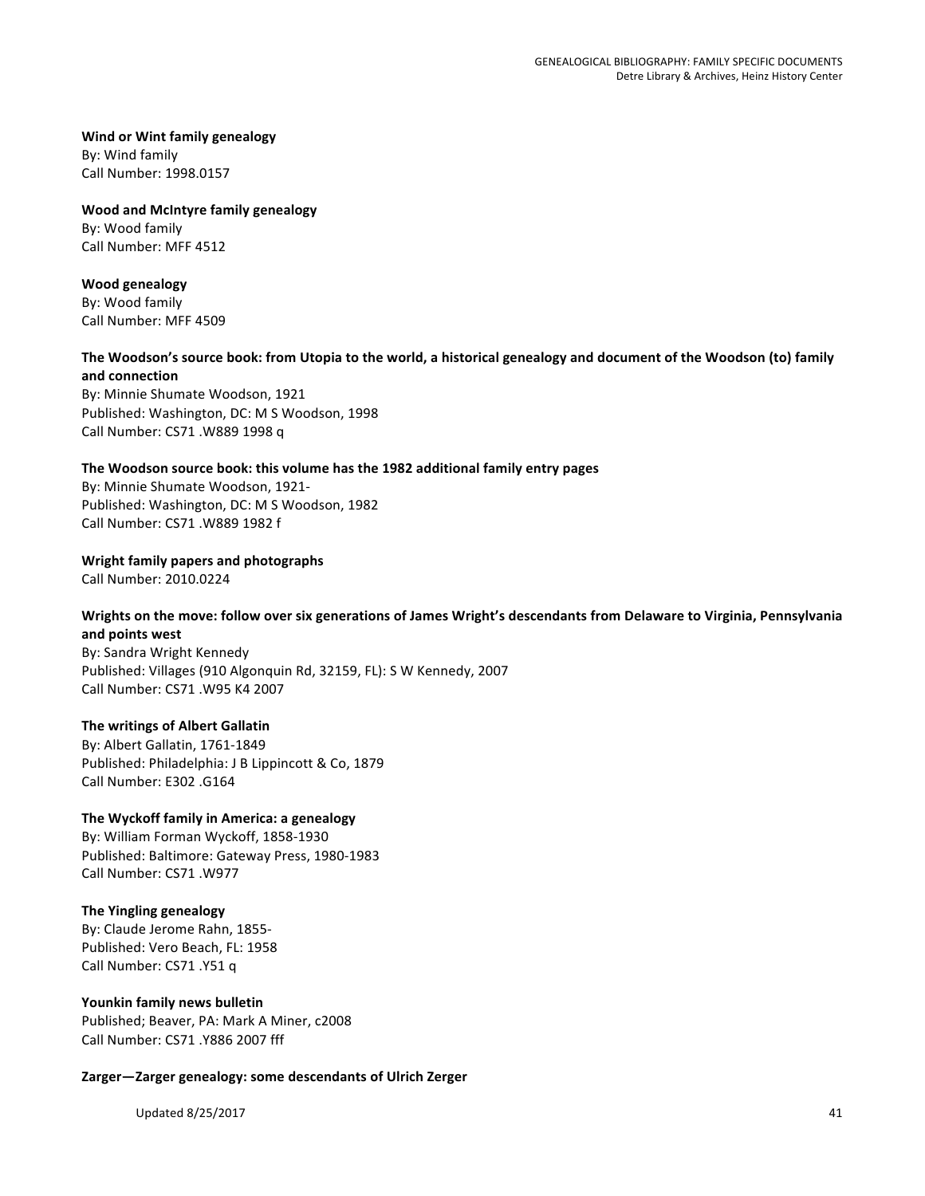**Wind or Wint family genealogy**
By: Wind family
Call Number: 1998.0157

**Wood and McIntyre family genealogy**
By: Wood family
Call Number: MFF 4512

**Wood genealogy**
By: Wood family
Call Number: MFF 4509

**The Woodson's source book: from Utopia to the world, a historical genealogy and document of the Woodson (to) family and connection**
By: Minnie Shumate Woodson, 1921
Published: Washington, DC: M S Woodson, 1998
Call Number: CS71 .W889 1998 q

**The Woodson source book: this volume has the 1982 additional family entry pages**
By: Minnie Shumate Woodson, 1921-
Published: Washington, DC: M S Woodson, 1982
Call Number: CS71 .W889 1982 f

**Wright family papers and photographs**
Call Number: 2010.0224

**Wrights on the move: follow over six generations of James Wright's descendants from Delaware to Virginia, Pennsylvania and points west**
By: Sandra Wright Kennedy
Published: Villages (910 Algonquin Rd, 32159, FL): S W Kennedy, 2007
Call Number: CS71 .W95 K4 2007

**The writings of Albert Gallatin**
By: Albert Gallatin, 1761-1849
Published: Philadelphia: J B Lippincott & Co, 1879
Call Number: E302 .G164

**The Wyckoff family in America: a genealogy**
By: William Forman Wyckoff, 1858-1930
Published: Baltimore: Gateway Press, 1980-1983
Call Number: CS71 .W977

**The Yingling genealogy**
By: Claude Jerome Rahn, 1855-
Published: Vero Beach, FL: 1958
Call Number: CS71 .Y51 q

**Younkin family news bulletin**
Published; Beaver, PA: Mark A Miner, c2008
Call Number: CS71 .Y886 2007 fff

**Zarger—Zarger genealogy: some descendants of Ulrich Zerger**

Updated 8/25/2017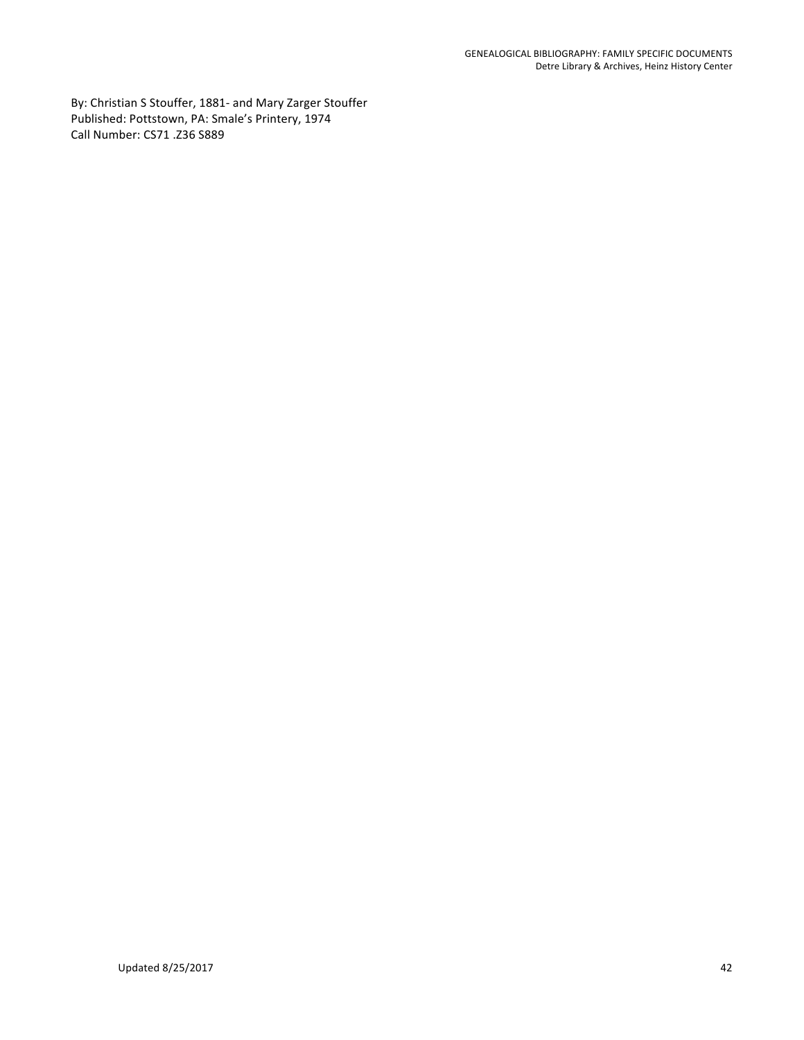By: Christian S Stouffer, 1881- and Mary Zarger Stouffer
Published: Pottstown, PA: Smale's Printery, 1974
Call Number: CS71 .Z36 S889